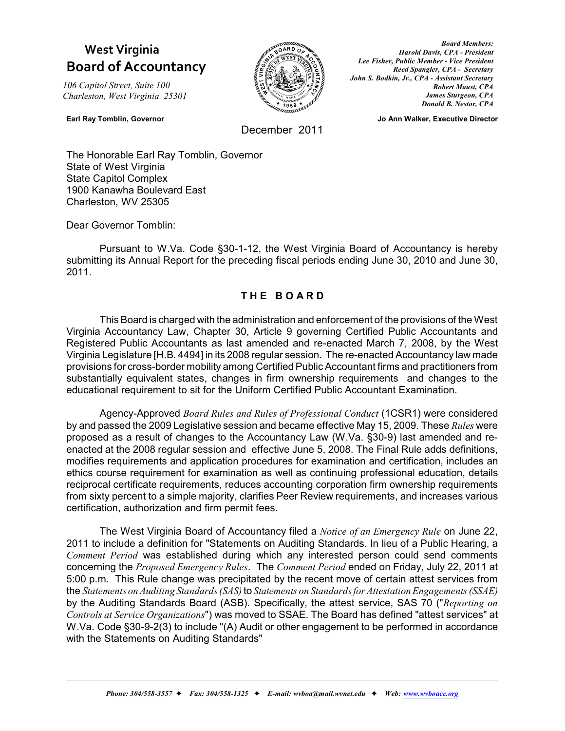# West Virginia Board of Accountancy

*106 Capitol Street, Suite 100*
*Charleston, West Virginia 25301*

**Earl Ray Tomblin, Governor**

***Board Members:***
***Harold Davis, CPA - President***
***Lee Fisher, Public Member - Vice President***
***Reed Spangler, CPA - Secretary***
***John S. Bodkin, Jr., CPA - Assistant Secretary***
***Robert Maust, CPA***
***James Sturgeon, CPA***
***Donald B. Nestor, CPA***

**Jo Ann Walker, Executive Director**

December 2011

The Honorable Earl Ray Tomblin, Governor
State of West Virginia
State Capitol Complex
1900 Kanawha Boulevard East
Charleston, WV 25305

Dear Governor Tomblin:

Pursuant to W.Va. Code §30-1-12, the West Virginia Board of Accountancy is hereby submitting its Annual Report for the preceding fiscal periods ending June 30, 2010 and June 30, 2011.

## THE BOARD

This Board is charged with the administration and enforcement of the provisions of the West Virginia Accountancy Law, Chapter 30, Article 9 governing Certified Public Accountants and Registered Public Accountants as last amended and re-enacted March 7, 2008, by the West Virginia Legislature [H.B. 4494] in its 2008 regular session. The re-enacted Accountancy law made provisions for cross-border mobility among Certified Public Accountant firms and practitioners from substantially equivalent states, changes in firm ownership requirements and changes to the educational requirement to sit for the Uniform Certified Public Accountant Examination.

Agency-Approved *Board Rules and Rules of Professional Conduct* (1CSR1) were considered by and passed the 2009 Legislative session and became effective May 15, 2009. These *Rules* were proposed as a result of changes to the Accountancy Law (W.Va. §30-9) last amended and re-enacted at the 2008 regular session and effective June 5, 2008. The Final Rule adds definitions, modifies requirements and application procedures for examination and certification, includes an ethics course requirement for examination as well as continuing professional education, details reciprocal certificate requirements, reduces accounting corporation firm ownership requirements from sixty percent to a simple majority, clarifies Peer Review requirements, and increases various certification, authorization and firm permit fees.

The West Virginia Board of Accountancy filed a *Notice of an Emergency Rule* on June 22, 2011 to include a definition for "Statements on Auditing Standards. In lieu of a Public Hearing, a *Comment Period* was established during which any interested person could send comments concerning the *Proposed Emergency Rules*. The *Comment Period* ended on Friday, July 22, 2011 at 5:00 p.m. This Rule change was precipitated by the recent move of certain attest services from the *Statements on Auditing Standards (SAS)* to *Statements on Standards for Attestation Engagements (SSAE)* by the Auditing Standards Board (ASB). Specifically, the attest service, SAS 70 ("*Reporting on Controls at Service Organizations*") was moved to SSAE. The Board has defined "attest services" at W.Va. Code §30-9-2(3) to include "(A) Audit or other engagement to be performed in accordance with the Statements on Auditing Standards"

*Phone: 304/558-3557 ✦ Fax: 304/558-1325 ✦ E-mail: wvboa@mail.wvnet.edu ✦ Web: www.wvboacc.org*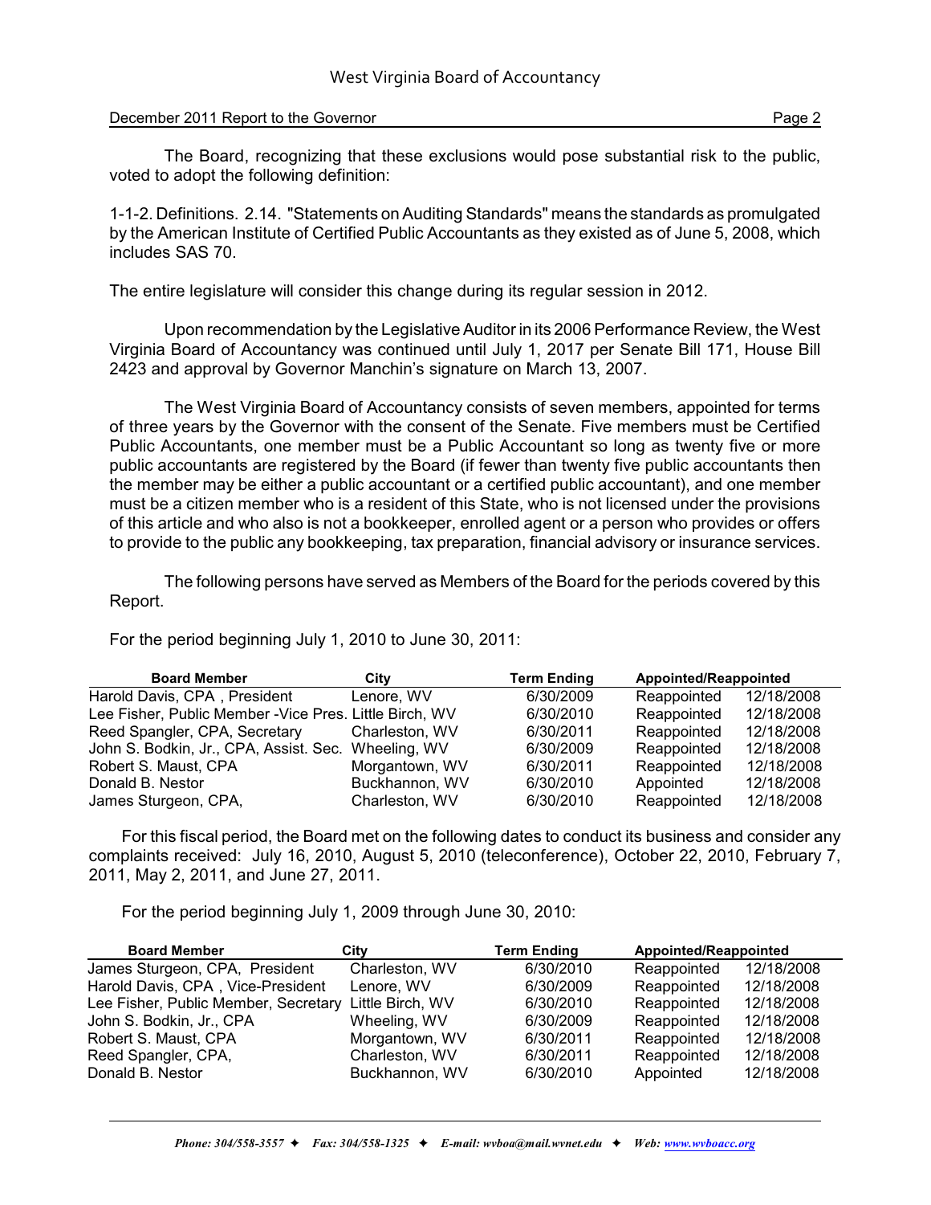The Board, recognizing that these exclusions would pose substantial risk to the public, voted to adopt the following definition:

1-1-2. Definitions. 2.14. "Statements on Auditing Standards" means the standards as promulgated by the American Institute of Certified Public Accountants as they existed as of June 5, 2008, which includes SAS 70.

The entire legislature will consider this change during its regular session in 2012.

Upon recommendation by the Legislative Auditor in its 2006 Performance Review, the West Virginia Board of Accountancy was continued until July 1, 2017 per Senate Bill 171, House Bill 2423 and approval by Governor Manchin's signature on March 13, 2007.

The West Virginia Board of Accountancy consists of seven members, appointed for terms of three years by the Governor with the consent of the Senate. Five members must be Certified Public Accountants, one member must be a Public Accountant so long as twenty five or more public accountants are registered by the Board (if fewer than twenty five public accountants then the member may be either a public accountant or a certified public accountant), and one member must be a citizen member who is a resident of this State, who is not licensed under the provisions of this article and who also is not a bookkeeper, enrolled agent or a person who provides or offers to provide to the public any bookkeeping, tax preparation, financial advisory or insurance services.

The following persons have served as Members of the Board for the periods covered by this Report.

For the period beginning July 1, 2010 to June 30, 2011:

| Board Member | City | Term Ending | Appointed/Reappointed | |
|---|---|---|---|---|
| Harold Davis, CPA , President | Lenore, WV | 6/30/2009 | Reappointed | 12/18/2008 |
| Lee Fisher, Public Member -Vice Pres. | Little Birch, WV | 6/30/2010 | Reappointed | 12/18/2008 |
| Reed Spangler, CPA, Secretary | Charleston, WV | 6/30/2011 | Reappointed | 12/18/2008 |
| John S. Bodkin, Jr., CPA, Assist. Sec. | Wheeling, WV | 6/30/2009 | Reappointed | 12/18/2008 |
| Robert S. Maust, CPA | Morgantown, WV | 6/30/2011 | Reappointed | 12/18/2008 |
| Donald B. Nestor | Buckhannon, WV | 6/30/2010 | Appointed | 12/18/2008 |
| James Sturgeon, CPA, | Charleston, WV | 6/30/2010 | Reappointed | 12/18/2008 |

For this fiscal period, the Board met on the following dates to conduct its business and consider any complaints received: July 16, 2010, August 5, 2010 (teleconference), October 22, 2010, February 7, 2011, May 2, 2011, and June 27, 2011.

For the period beginning July 1, 2009 through June 30, 2010:

| Board Member | City | Term Ending | Appointed/Reappointed | |
|---|---|---|---|---|
| James Sturgeon, CPA, President | Charleston, WV | 6/30/2010 | Reappointed | 12/18/2008 |
| Harold Davis, CPA , Vice-President | Lenore, WV | 6/30/2009 | Reappointed | 12/18/2008 |
| Lee Fisher, Public Member, Secretary | Little Birch, WV | 6/30/2010 | Reappointed | 12/18/2008 |
| John S. Bodkin, Jr., CPA | Wheeling, WV | 6/30/2009 | Reappointed | 12/18/2008 |
| Robert S. Maust, CPA | Morgantown, WV | 6/30/2011 | Reappointed | 12/18/2008 |
| Reed Spangler, CPA, | Charleston, WV | 6/30/2011 | Reappointed | 12/18/2008 |
| Donald B. Nestor | Buckhannon, WV | 6/30/2010 | Appointed | 12/18/2008 |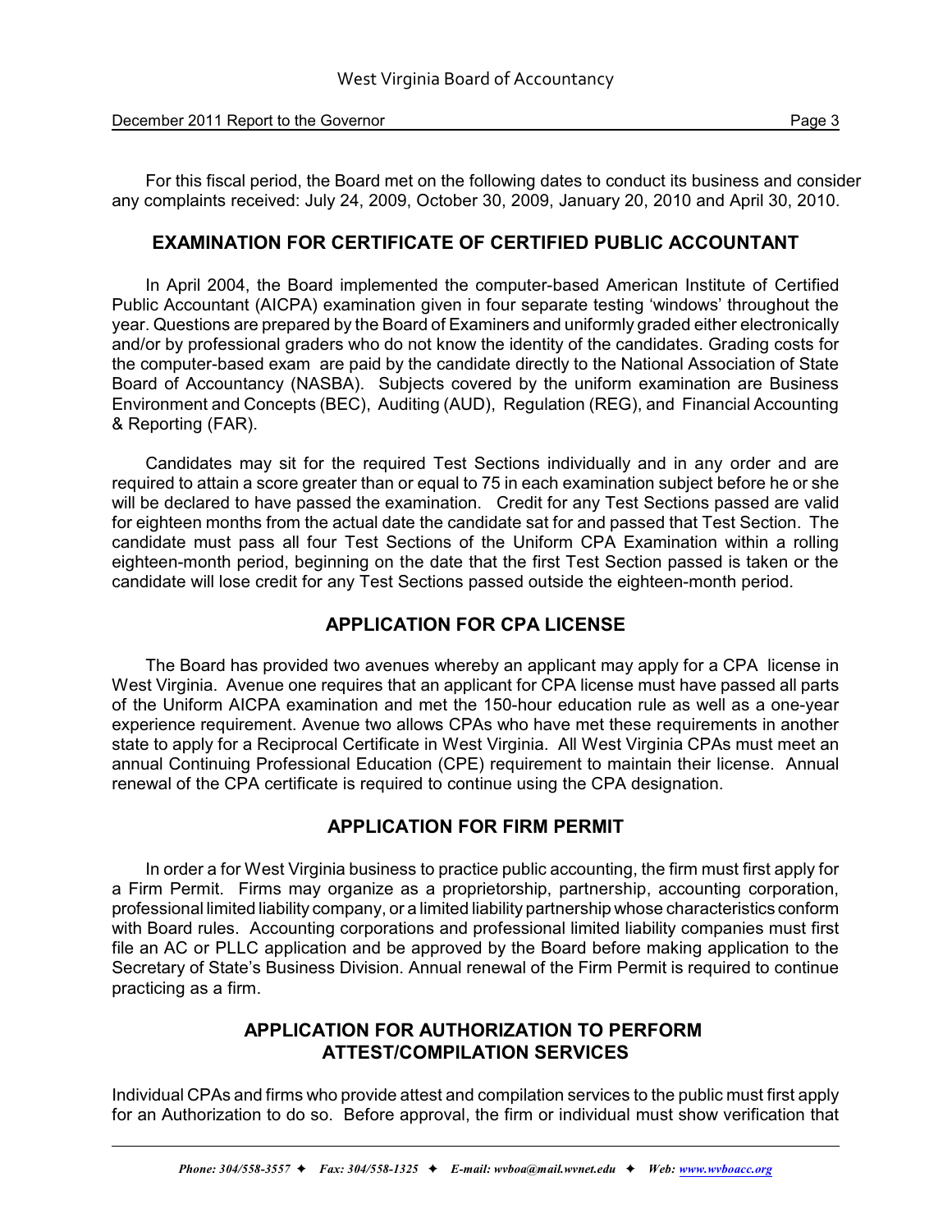For this fiscal period, the Board met on the following dates to conduct its business and consider any complaints received: July 24, 2009, October 30, 2009, January 20, 2010 and April 30, 2010.

## EXAMINATION FOR CERTIFICATE OF CERTIFIED PUBLIC ACCOUNTANT

In April 2004, the Board implemented the computer-based American Institute of Certified Public Accountant (AICPA) examination given in four separate testing 'windows' throughout the year. Questions are prepared by the Board of Examiners and uniformly graded either electronically and/or by professional graders who do not know the identity of the candidates. Grading costs for the computer-based exam are paid by the candidate directly to the National Association of State Board of Accountancy (NASBA). Subjects covered by the uniform examination are Business Environment and Concepts (BEC), Auditing (AUD), Regulation (REG), and Financial Accounting & Reporting (FAR).

Candidates may sit for the required Test Sections individually and in any order and are required to attain a score greater than or equal to 75 in each examination subject before he or she will be declared to have passed the examination. Credit for any Test Sections passed are valid for eighteen months from the actual date the candidate sat for and passed that Test Section. The candidate must pass all four Test Sections of the Uniform CPA Examination within a rolling eighteen-month period, beginning on the date that the first Test Section passed is taken or the candidate will lose credit for any Test Sections passed outside the eighteen-month period.

## APPLICATION FOR CPA LICENSE

The Board has provided two avenues whereby an applicant may apply for a CPA license in West Virginia. Avenue one requires that an applicant for CPA license must have passed all parts of the Uniform AICPA examination and met the 150-hour education rule as well as a one-year experience requirement. Avenue two allows CPAs who have met these requirements in another state to apply for a Reciprocal Certificate in West Virginia. All West Virginia CPAs must meet an annual Continuing Professional Education (CPE) requirement to maintain their license. Annual renewal of the CPA certificate is required to continue using the CPA designation.

## APPLICATION FOR FIRM PERMIT

In order a for West Virginia business to practice public accounting, the firm must first apply for a Firm Permit. Firms may organize as a proprietorship, partnership, accounting corporation, professional limited liability company, or a limited liability partnership whose characteristics conform with Board rules. Accounting corporations and professional limited liability companies must first file an AC or PLLC application and be approved by the Board before making application to the Secretary of State's Business Division. Annual renewal of the Firm Permit is required to continue practicing as a firm.

## APPLICATION FOR AUTHORIZATION TO PERFORM ATTEST/COMPILATION SERVICES

Individual CPAs and firms who provide attest and compilation services to the public must first apply for an Authorization to do so. Before approval, the firm or individual must show verification that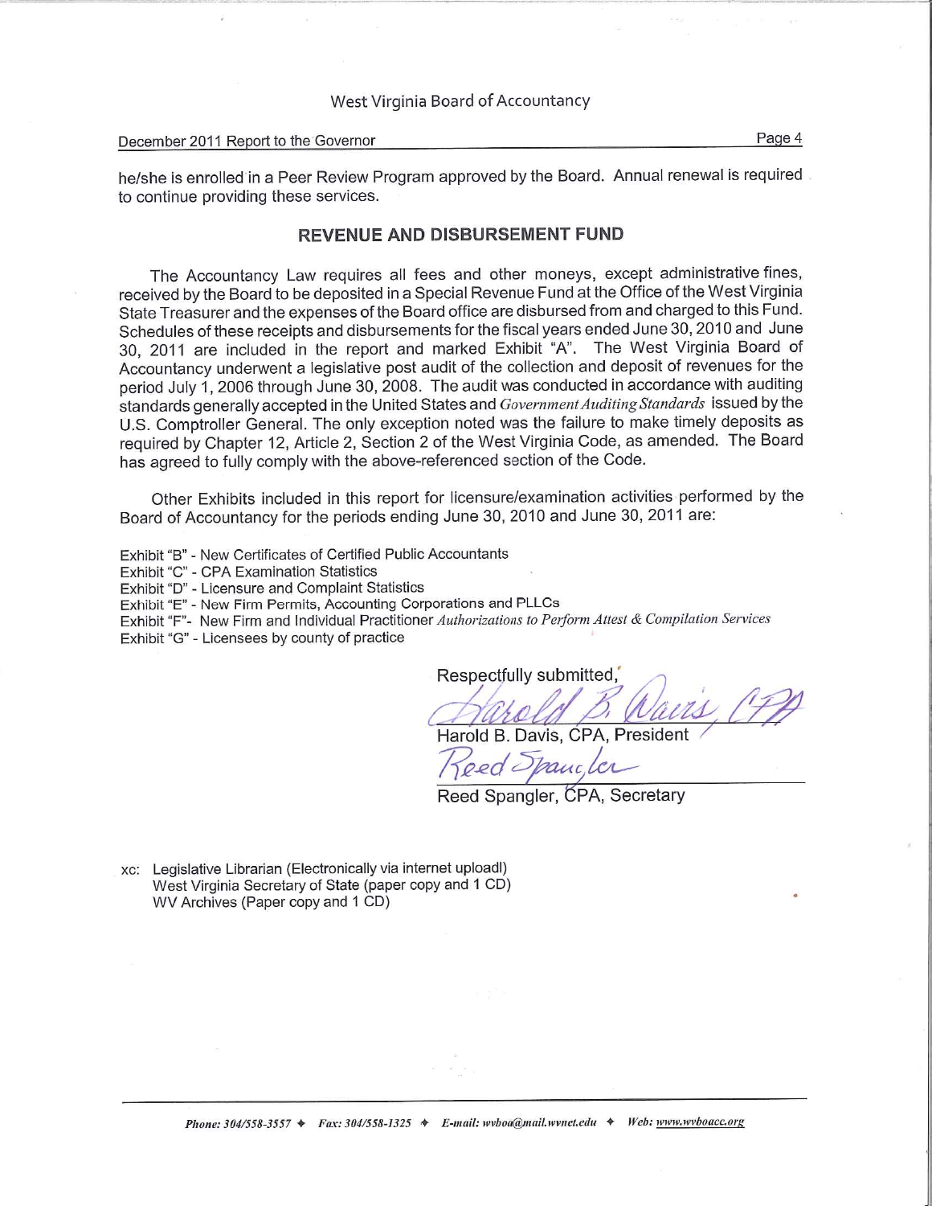he/she is enrolled in a Peer Review Program approved by the Board. Annual renewal is required to continue providing these services.

## REVENUE AND DISBURSEMENT FUND

The Accountancy Law requires all fees and other moneys, except administrative fines, received by the Board to be deposited in a Special Revenue Fund at the Office of the West Virginia State Treasurer and the expenses of the Board office are disbursed from and charged to this Fund. Schedules of these receipts and disbursements for the fiscal years ended June 30, 2010 and June 30, 2011 are included in the report and marked Exhibit "A". The West Virginia Board of Accountancy underwent a legislative post audit of the collection and deposit of revenues for the period July 1, 2006 through June 30, 2008. The audit was conducted in accordance with auditing standards generally accepted in the United States and *Government Auditing Standards* issued by the U.S. Comptroller General. The only exception noted was the failure to make timely deposits as required by Chapter 12, Article 2, Section 2 of the West Virginia Code, as amended. The Board has agreed to fully comply with the above-referenced section of the Code.

Other Exhibits included in this report for licensure/examination activities performed by the Board of Accountancy for the periods ending June 30, 2010 and June 30, 2011 are:

Exhibit "B" - New Certificates of Certified Public Accountants
Exhibit "C" - CPA Examination Statistics
Exhibit "D" - Licensure and Complaint Statistics
Exhibit "E" - New Firm Permits, Accounting Corporations and PLLCs
Exhibit "F"- New Firm and Individual Practitioner *Authorizations to Perform Attest & Compilation Services*
Exhibit "G" - Licensees by county of practice

Respectfully submitted,

Harold B. Davis, CPA, President

Reed Spangler, CPA, Secretary

xc: Legislative Librarian (Electronically via internet uploadl)
West Virginia Secretary of State (paper copy and 1 CD)
WV Archives (Paper copy and 1 CD)

*Phone: 304/558-3557 ✦ Fax: 304/558-1325 ✦ E-mail: wvboa@mail.wvnet.edu ✦ Web: www.wvboacc.org*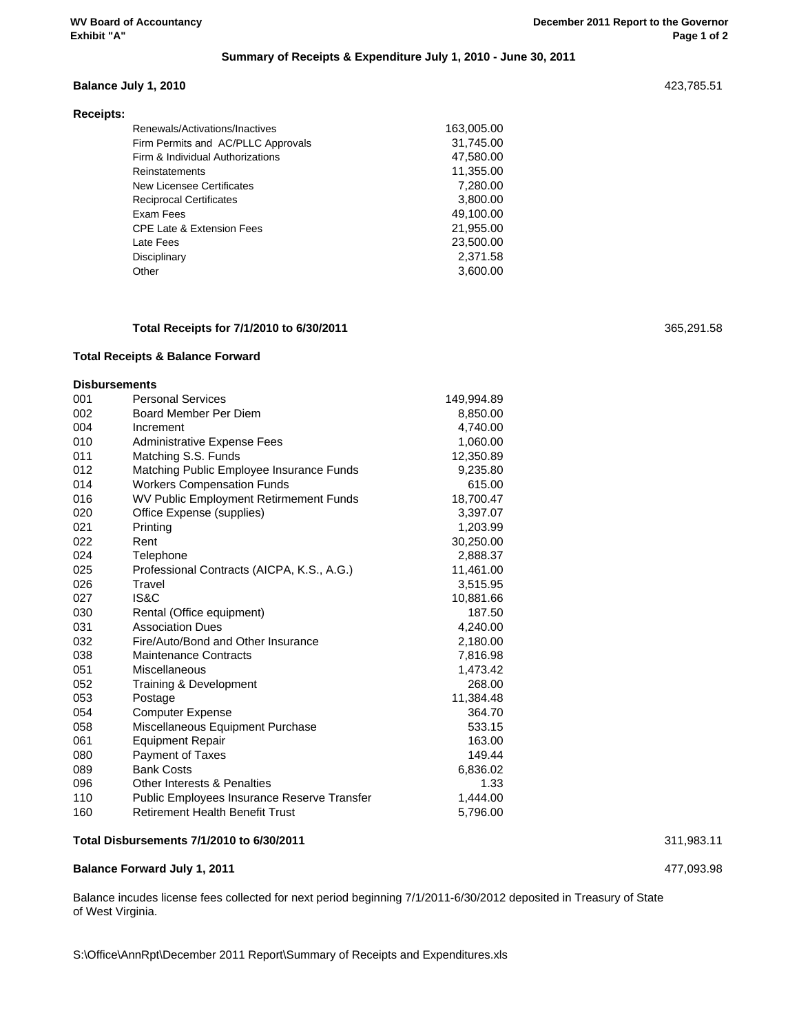**WV Board of Accountancy**
**Exhibit "A"**

**December 2011 Report to the Governor**

### Summary of Receipts & Expenditure July 1, 2010 - June 30, 2011

| | | | |
|---|---|---|---|
| **Balance July 1, 2010** | | | 423,785.51 |
| **Receipts:** | | | |
| | Renewals/Activations/Inactives | 163,005.00 | |
| | Firm Permits and AC/PLLC Approvals | 31,745.00 | |
| | Firm & Individual Authorizations | 47,580.00 | |
| | Reinstatements | 11,355.00 | |
| | New Licensee Certificates | 7,280.00 | |
| | Reciprocal Certificates | 3,800.00 | |
| | Exam Fees | 49,100.00 | |
| | CPE Late & Extension Fees | 21,955.00 | |
| | Late Fees | 23,500.00 | |
| | Disciplinary | 2,371.58 | |
| | Other | 3,600.00 | |
| | **Total Receipts for 7/1/2010 to 6/30/2011** | | 365,291.58 |
| **Total Receipts & Balance Forward** | | | |
| **Disbursements** | | | |
| 001 | Personal Services | 149,994.89 | |
| 002 | Board Member Per Diem | 8,850.00 | |
| 004 | Increment | 4,740.00 | |
| 010 | Administrative Expense Fees | 1,060.00 | |
| 011 | Matching S.S. Funds | 12,350.89 | |
| 012 | Matching Public Employee Insurance Funds | 9,235.80 | |
| 014 | Workers Compensation Funds | 615.00 | |
| 016 | WV Public Employment Retirment Funds | 18,700.47 | |
| 020 | Office Expense (supplies) | 3,397.07 | |
| 021 | Printing | 1,203.99 | |
| 022 | Rent | 30,250.00 | |
| 024 | Telephone | 2,888.37 | |
| 025 | Professional Contracts (AICPA, K.S., A.G.) | 11,461.00 | |
| 026 | Travel | 3,515.95 | |
| 027 | IS&C | 10,881.66 | |
| 030 | Rental (Office equipment) | 187.50 | |
| 031 | Association Dues | 4,240.00 | |
| 032 | Fire/Auto/Bond and Other Insurance | 2,180.00 | |
| 038 | Maintenance Contracts | 7,816.98 | |
| 051 | Miscellaneous | 1,473.42 | |
| 052 | Training & Development | 268.00 | |
| 053 | Postage | 11,384.48 | |
| 054 | Computer Expense | 364.70 | |
| 058 | Miscellaneous Equipment Purchase | 533.15 | |
| 061 | Equipment Repair | 163.00 | |
| 080 | Payment of Taxes | 149.44 | |
| 089 | Bank Costs | 6,836.02 | |
| 096 | Other Interests & Penalties | 1.33 | |
| 110 | Public Employees Insurance Reserve Transfer | 1,444.00 | |
| 160 | Retirement Health Benefit Trust | 5,796.00 | |
| **Total Disbursements 7/1/2010 to 6/30/2011** | | | 311,983.11 |
| **Balance Forward July 1, 2011** | | | 477,093.98 |

Balance incudes license fees collected for next period beginning 7/1/2011-6/30/2012 deposited in Treasury of State of West Virginia.

S:\Office\AnnRpt\December 2011 Report\Summary of Receipts and Expenditures.xls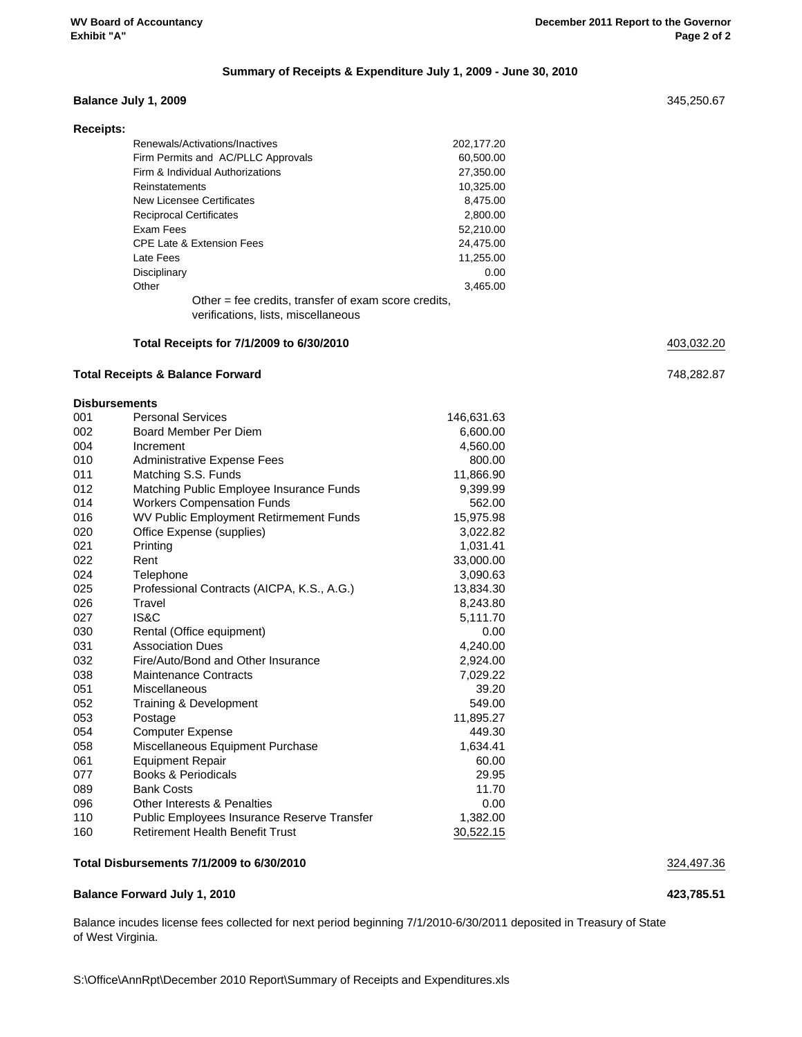WV Board of Accountancy
Exhibit "A"

December 2011 Report to the Governor

## Summary of Receipts & Expenditure July 1, 2009 - June 30, 2010

| | | | |
|---|---|---|---|
| **Balance July 1, 2009** | | | 345,250.67 |
| **Receipts:** | | | |
| | Renewals/Activations/Inactives | 202,177.20 | |
| | Firm Permits and AC/PLLC Approvals | 60,500.00 | |
| | Firm & Individual Authorizations | 27,350.00 | |
| | Reinstatements | 10,325.00 | |
| | New Licensee Certificates | 8,475.00 | |
| | Reciprocal Certificates | 2,800.00 | |
| | Exam Fees | 52,210.00 | |
| | CPE Late & Extension Fees | 24,475.00 | |
| | Late Fees | 11,255.00 | |
| | Disciplinary | 0.00 | |
| | Other | 3,465.00 | |
| | Other = fee credits, transfer of exam score credits, verifications, lists, miscellaneous | | |
| | **Total Receipts for 7/1/2009 to 6/30/2010** | | 403,032.20 |
| **Total Receipts & Balance Forward** | | | 748,282.87 |

**Disbursements**

| Code | Description | Amount | |
|---|---|---|---|
| 001 | Personal Services | 146,631.63 | |
| 002 | Board Member Per Diem | 6,600.00 | |
| 004 | Increment | 4,560.00 | |
| 010 | Administrative Expense Fees | 800.00 | |
| 011 | Matching S.S. Funds | 11,866.90 | |
| 012 | Matching Public Employee Insurance Funds | 9,399.99 | |
| 014 | Workers Compensation Funds | 562.00 | |
| 016 | WV Public Employment Retirmement Funds | 15,975.98 | |
| 020 | Office Expense (supplies) | 3,022.82 | |
| 021 | Printing | 1,031.41 | |
| 022 | Rent | 33,000.00 | |
| 024 | Telephone | 3,090.63 | |
| 025 | Professional Contracts (AICPA, K.S., A.G.) | 13,834.30 | |
| 026 | Travel | 8,243.80 | |
| 027 | IS&C | 5,111.70 | |
| 030 | Rental (Office equipment) | 0.00 | |
| 031 | Association Dues | 4,240.00 | |
| 032 | Fire/Auto/Bond and Other Insurance | 2,924.00 | |
| 038 | Maintenance Contracts | 7,029.22 | |
| 051 | Miscellaneous | 39.20 | |
| 052 | Training & Development | 549.00 | |
| 053 | Postage | 11,895.27 | |
| 054 | Computer Expense | 449.30 | |
| 058 | Miscellaneous Equipment Purchase | 1,634.41 | |
| 061 | Equipment Repair | 60.00 | |
| 077 | Books & Periodicals | 29.95 | |
| 089 | Bank Costs | 11.70 | |
| 096 | Other Interests & Penalties | 0.00 | |
| 110 | Public Employees Insurance Reserve Transfer | 1,382.00 | |
| 160 | Retirement Health Benefit Trust | 30,522.15 | |
| | **Total Disbursements 7/1/2009 to 6/30/2010** | | 324,497.36 |
| | **Balance Forward July 1, 2010** | | **423,785.51** |

Balance incudes license fees collected for next period beginning 7/1/2010-6/30/2011 deposited in Treasury of State of West Virginia.

S:\Office\AnnRpt\December 2010 Report\Summary of Receipts and Expenditures.xls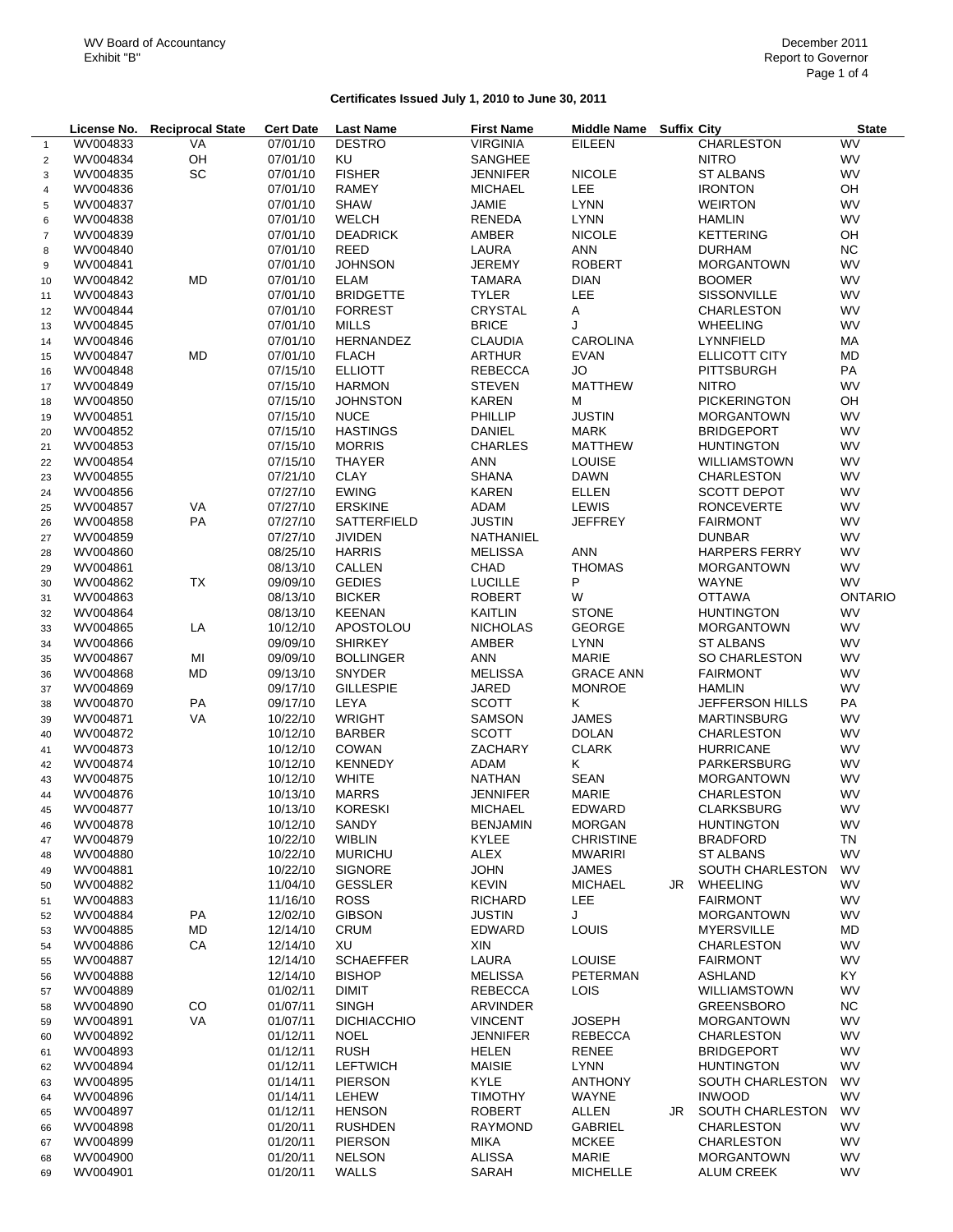WV Board of Accountancy
Exhibit "B"

December 2011
Report to Governor

## Certificates Issued July 1, 2010 to June 30, 2011

| | License No. | Reciprocal State | Cert Date | Last Name | First Name | Middle Name | Suffix | City | State |
|---|---|---|---|---|---|---|---|---|---|
| 1 | WV004833 | VA | 07/01/10 | DESTRO | VIRGINIA | EILEEN | | CHARLESTON | WV |
| 2 | WV004834 | OH | 07/01/10 | KU | SANGHEE | | | NITRO | WV |
| 3 | WV004835 | SC | 07/01/10 | FISHER | JENNIFER | NICOLE | | ST ALBANS | WV |
| 4 | WV004836 | | 07/01/10 | RAMEY | MICHAEL | LEE | | IRONTON | OH |
| 5 | WV004837 | | 07/01/10 | SHAW | JAMIE | LYNN | | WEIRTON | WV |
| 6 | WV004838 | | 07/01/10 | WELCH | RENEDA | LYNN | | HAMLIN | WV |
| 7 | WV004839 | | 07/01/10 | DEADRICK | AMBER | NICOLE | | KETTERING | OH |
| 8 | WV004840 | | 07/01/10 | REED | LAURA | ANN | | DURHAM | NC |
| 9 | WV004841 | | 07/01/10 | JOHNSON | JEREMY | ROBERT | | MORGANTOWN | WV |
| 10 | WV004842 | MD | 07/01/10 | ELAM | TAMARA | DIAN | | BOOMER | WV |
| 11 | WV004843 | | 07/01/10 | BRIDGETTE | TYLER | LEE | | SISSONVILLE | WV |
| 12 | WV004844 | | 07/01/10 | FORREST | CRYSTAL | A | | CHARLESTON | WV |
| 13 | WV004845 | | 07/01/10 | MILLS | BRICE | J | | WHEELING | WV |
| 14 | WV004846 | | 07/01/10 | HERNANDEZ | CLAUDIA | CAROLINA | | LYNNFIELD | MA |
| 15 | WV004847 | MD | 07/01/10 | FLACH | ARTHUR | EVAN | | ELLICOTT CITY | MD |
| 16 | WV004848 | | 07/15/10 | ELLIOTT | REBECCA | JO | | PITTSBURGH | PA |
| 17 | WV004849 | | 07/15/10 | HARMON | STEVEN | MATTHEW | | NITRO | WV |
| 18 | WV004850 | | 07/15/10 | JOHNSTON | KAREN | M | | PICKERINGTON | OH |
| 19 | WV004851 | | 07/15/10 | NUCE | PHILLIP | JUSTIN | | MORGANTOWN | WV |
| 20 | WV004852 | | 07/15/10 | HASTINGS | DANIEL | MARK | | BRIDGEPORT | WV |
| 21 | WV004853 | | 07/15/10 | MORRIS | CHARLES | MATTHEW | | HUNTINGTON | WV |
| 22 | WV004854 | | 07/15/10 | THAYER | ANN | LOUISE | | WILLIAMSTOWN | WV |
| 23 | WV004855 | | 07/21/10 | CLAY | SHANA | DAWN | | CHARLESTON | WV |
| 24 | WV004856 | | 07/27/10 | EWING | KAREN | ELLEN | | SCOTT DEPOT | WV |
| 25 | WV004857 | VA | 07/27/10 | ERSKINE | ADAM | LEWIS | | RONCEVERTE | WV |
| 26 | WV004858 | PA | 07/27/10 | SATTERFIELD | JUSTIN | JEFFREY | | FAIRMONT | WV |
| 27 | WV004859 | | 07/27/10 | JIVIDEN | NATHANIEL | | | DUNBAR | WV |
| 28 | WV004860 | | 08/25/10 | HARRIS | MELISSA | ANN | | HARPERS FERRY | WV |
| 29 | WV004861 | | 08/13/10 | CALLEN | CHAD | THOMAS | | MORGANTOWN | WV |
| 30 | WV004862 | TX | 09/09/10 | GEDIES | LUCILLE | P | | WAYNE | WV |
| 31 | WV004863 | | 08/13/10 | BICKER | ROBERT | W | | OTTAWA | ONTARIO |
| 32 | WV004864 | | 08/13/10 | KEENAN | KAITLIN | STONE | | HUNTINGTON | WV |
| 33 | WV004865 | LA | 10/12/10 | APOSTOLOU | NICHOLAS | GEORGE | | MORGANTOWN | WV |
| 34 | WV004866 | | 09/09/10 | SHIRKEY | AMBER | LYNN | | ST ALBANS | WV |
| 35 | WV004867 | MI | 09/09/10 | BOLLINGER | ANN | MARIE | | SO CHARLESTON | WV |
| 36 | WV004868 | MD | 09/13/10 | SNYDER | MELISSA | GRACE ANN | | FAIRMONT | WV |
| 37 | WV004869 | | 09/17/10 | GILLESPIE | JARED | MONROE | | HAMLIN | WV |
| 38 | WV004870 | PA | 09/17/10 | LEYA | SCOTT | K | | JEFFERSON HILLS | PA |
| 39 | WV004871 | VA | 10/22/10 | WRIGHT | SAMSON | JAMES | | MARTINSBURG | WV |
| 40 | WV004872 | | 10/12/10 | BARBER | SCOTT | DOLAN | | CHARLESTON | WV |
| 41 | WV004873 | | 10/12/10 | COWAN | ZACHARY | CLARK | | HURRICANE | WV |
| 42 | WV004874 | | 10/12/10 | KENNEDY | ADAM | K | | PARKERSBURG | WV |
| 43 | WV004875 | | 10/12/10 | WHITE | NATHAN | SEAN | | MORGANTOWN | WV |
| 44 | WV004876 | | 10/13/10 | MARRS | JENNIFER | MARIE | | CHARLESTON | WV |
| 45 | WV004877 | | 10/13/10 | KORESKI | MICHAEL | EDWARD | | CLARKSBURG | WV |
| 46 | WV004878 | | 10/12/10 | SANDY | BENJAMIN | MORGAN | | HUNTINGTON | WV |
| 47 | WV004879 | | 10/22/10 | WIBLIN | KYLEE | CHRISTINE | | BRADFORD | TN |
| 48 | WV004880 | | 10/22/10 | MURICHU | ALEX | MWARIRI | | ST ALBANS | WV |
| 49 | WV004881 | | 10/22/10 | SIGNORE | JOHN | JAMES | | SOUTH CHARLESTON | WV |
| 50 | WV004882 | | 11/04/10 | GESSLER | KEVIN | MICHAEL | JR | WHEELING | WV |
| 51 | WV004883 | | 11/16/10 | ROSS | RICHARD | LEE | | FAIRMONT | WV |
| 52 | WV004884 | PA | 12/02/10 | GIBSON | JUSTIN | J | | MORGANTOWN | WV |
| 53 | WV004885 | MD | 12/14/10 | CRUM | EDWARD | LOUIS | | MYERSVILLE | MD |
| 54 | WV004886 | CA | 12/14/10 | XU | XIN | | | CHARLESTON | WV |
| 55 | WV004887 | | 12/14/10 | SCHAEFFER | LAURA | LOUISE | | FAIRMONT | WV |
| 56 | WV004888 | | 12/14/10 | BISHOP | MELISSA | PETERMAN | | ASHLAND | KY |
| 57 | WV004889 | | 01/02/11 | DIMIT | REBECCA | LOIS | | WILLIAMSTOWN | WV |
| 58 | WV004890 | CO | 01/07/11 | SINGH | ARVINDER | | | GREENSBORO | NC |
| 59 | WV004891 | VA | 01/07/11 | DICHIACCHIO | VINCENT | JOSEPH | | MORGANTOWN | WV |
| 60 | WV004892 | | 01/12/11 | NOEL | JENNIFER | REBECCA | | CHARLESTON | WV |
| 61 | WV004893 | | 01/12/11 | RUSH | HELEN | RENEE | | BRIDGEPORT | WV |
| 62 | WV004894 | | 01/12/11 | LEFTWICH | MAISIE | LYNN | | HUNTINGTON | WV |
| 63 | WV004895 | | 01/14/11 | PIERSON | KYLE | ANTHONY | | SOUTH CHARLESTON | WV |
| 64 | WV004896 | | 01/14/11 | LEHEW | TIMOTHY | WAYNE | | INWOOD | WV |
| 65 | WV004897 | | 01/12/11 | HENSON | ROBERT | ALLEN | JR | SOUTH CHARLESTON | WV |
| 66 | WV004898 | | 01/20/11 | RUSHDEN | RAYMOND | GABRIEL | | CHARLESTON | WV |
| 67 | WV004899 | | 01/20/11 | PIERSON | MIKA | MCKEE | | CHARLESTON | WV |
| 68 | WV004900 | | 01/20/11 | NELSON | ALISSA | MARIE | | MORGANTOWN | WV |
| 69 | WV004901 | | 01/20/11 | WALLS | SARAH | MICHELLE | | ALUM CREEK | WV |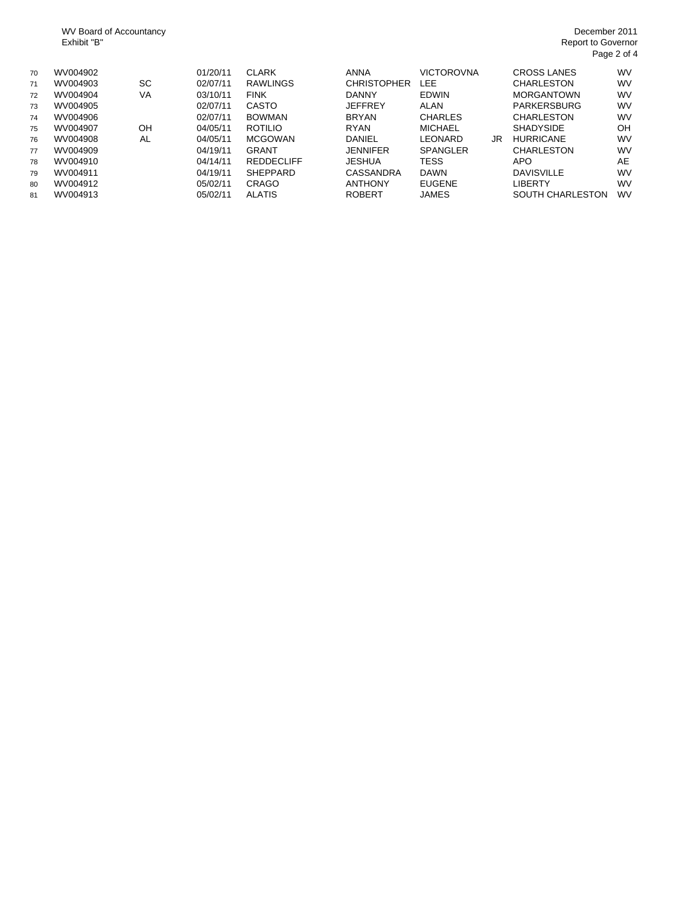WV Board of Accountancy
Exhibit "B"

December 2011
Report to Governor

| | | | | | | | | | | |
|---|---|---|---|---|---|---|---|---|---|---|
| 70 | WV004902 | | 01/20/11 | CLARK | ANNA | VICTOROVNA | | CROSS LANES | WV |
| 71 | WV004903 | SC | 02/07/11 | RAWLINGS | CHRISTOPHER | LEE | | CHARLESTON | WV |
| 72 | WV004904 | VA | 03/10/11 | FINK | DANNY | EDWIN | | MORGANTOWN | WV |
| 73 | WV004905 | | 02/07/11 | CASTO | JEFFREY | ALAN | | PARKERSBURG | WV |
| 74 | WV004906 | | 02/07/11 | BOWMAN | BRYAN | CHARLES | | CHARLESTON | WV |
| 75 | WV004907 | OH | 04/05/11 | ROTILIO | RYAN | MICHAEL | | SHADYSIDE | OH |
| 76 | WV004908 | AL | 04/05/11 | MCGOWAN | DANIEL | LEONARD | JR | HURRICANE | WV |
| 77 | WV004909 | | 04/19/11 | GRANT | JENNIFER | SPANGLER | | CHARLESTON | WV |
| 78 | WV004910 | | 04/14/11 | REDDECLIFF | JESHUA | TESS | | APO | AE |
| 79 | WV004911 | | 04/19/11 | SHEPPARD | CASSANDRA | DAWN | | DAVISVILLE | WV |
| 80 | WV004912 | | 05/02/11 | CRAGO | ANTHONY | EUGENE | | LIBERTY | WV |
| 81 | WV004913 | | 05/02/11 | ALATIS | ROBERT | JAMES | | SOUTH CHARLESTON | WV |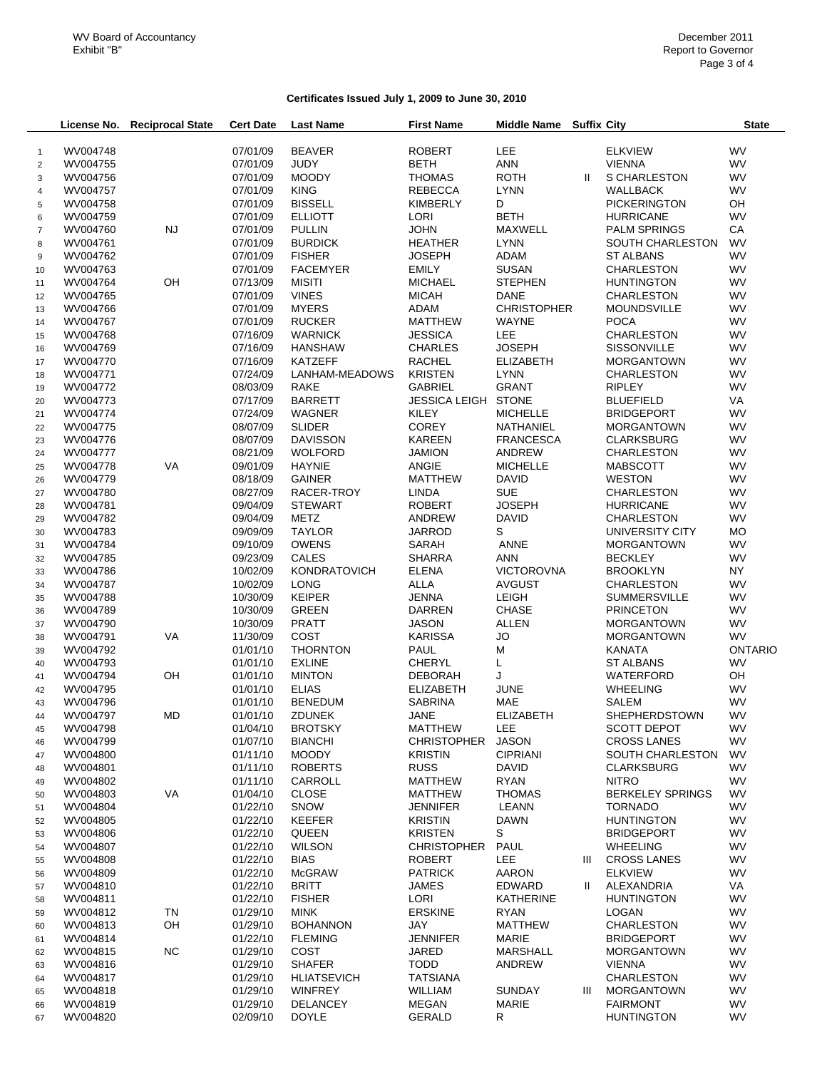WV Board of Accountancy
Exhibit "B"

December 2011
Report to Governor

**Certificates Issued July 1, 2009 to June 30, 2010**

| | License No. | Reciprocal State | Cert Date | Last Name | First Name | Middle Name | Suffix | City | State |
|---|---|---|---|---|---|---|---|---|---|
| 1 | WV004748 | | 07/01/09 | BEAVER | ROBERT | LEE | | ELKVIEW | WV |
| 2 | WV004755 | | 07/01/09 | JUDY | BETH | ANN | | VIENNA | WV |
| 3 | WV004756 | | 07/01/09 | MOODY | THOMAS | ROTH | II | S CHARLESTON | WV |
| 4 | WV004757 | | 07/01/09 | KING | REBECCA | LYNN | | WALLBACK | WV |
| 5 | WV004758 | | 07/01/09 | BISSELL | KIMBERLY | D | | PICKERINGTON | OH |
| 6 | WV004759 | | 07/01/09 | ELLIOTT | LORI | BETH | | HURRICANE | WV |
| 7 | WV004760 | NJ | 07/01/09 | PULLIN | JOHN | MAXWELL | | PALM SPRINGS | CA |
| 8 | WV004761 | | 07/01/09 | BURDICK | HEATHER | LYNN | | SOUTH CHARLESTON | WV |
| 9 | WV004762 | | 07/01/09 | FISHER | JOSEPH | ADAM | | ST ALBANS | WV |
| 10 | WV004763 | | 07/01/09 | FACEMYER | EMILY | SUSAN | | CHARLESTON | WV |
| 11 | WV004764 | OH | 07/13/09 | MISITI | MICHAEL | STEPHEN | | HUNTINGTON | WV |
| 12 | WV004765 | | 07/01/09 | VINES | MICAH | DANE | | CHARLESTON | WV |
| 13 | WV004766 | | 07/01/09 | MYERS | ADAM | CHRISTOPHER | | MOUNDSVILLE | WV |
| 14 | WV004767 | | 07/01/09 | RUCKER | MATTHEW | WAYNE | | POCA | WV |
| 15 | WV004768 | | 07/16/09 | WARNICK | JESSICA | LEE | | CHARLESTON | WV |
| 16 | WV004769 | | 07/16/09 | HANSHAW | CHARLES | JOSEPH | | SISSONVILLE | WV |
| 17 | WV004770 | | 07/16/09 | KATZEFF | RACHEL | ELIZABETH | | MORGANTOWN | WV |
| 18 | WV004771 | | 07/24/09 | LANHAM-MEADOWS | KRISTEN | LYNN | | CHARLESTON | WV |
| 19 | WV004772 | | 08/03/09 | RAKE | GABRIEL | GRANT | | RIPLEY | WV |
| 20 | WV004773 | | 07/17/09 | BARRETT | JESSICA LEIGH | STONE | | BLUEFIELD | VA |
| 21 | WV004774 | | 07/24/09 | WAGNER | KILEY | MICHELLE | | BRIDGEPORT | WV |
| 22 | WV004775 | | 08/07/09 | SLIDER | COREY | NATHANIEL | | MORGANTOWN | WV |
| 23 | WV004776 | | 08/07/09 | DAVISSON | KAREEN | FRANCESCA | | CLARKSBURG | WV |
| 24 | WV004777 | | 08/21/09 | WOLFORD | JAMION | ANDREW | | CHARLESTON | WV |
| 25 | WV004778 | VA | 09/01/09 | HAYNIE | ANGIE | MICHELLE | | MABSCOTT | WV |
| 26 | WV004779 | | 08/18/09 | GAINER | MATTHEW | DAVID | | WESTON | WV |
| 27 | WV004780 | | 08/27/09 | RACER-TROY | LINDA | SUE | | CHARLESTON | WV |
| 28 | WV004781 | | 09/04/09 | STEWART | ROBERT | JOSEPH | | HURRICANE | WV |
| 29 | WV004782 | | 09/04/09 | METZ | ANDREW | DAVID | | CHARLESTON | WV |
| 30 | WV004783 | | 09/09/09 | TAYLOR | JARROD | S | | UNIVERSITY CITY | MO |
| 31 | WV004784 | | 09/10/09 | OWENS | SARAH | ANNE | | MORGANTOWN | WV |
| 32 | WV004785 | | 09/23/09 | CALES | SHARRA | ANN | | BECKLEY | WV |
| 33 | WV004786 | | 10/02/09 | KONDRATOVICH | ELENA | VICTOROVNA | | BROOKLYN | NY |
| 34 | WV004787 | | 10/02/09 | LONG | ALLA | AVGUST | | CHARLESTON | WV |
| 35 | WV004788 | | 10/30/09 | KEIPER | JENNA | LEIGH | | SUMMERSVILLE | WV |
| 36 | WV004789 | | 10/30/09 | GREEN | DARREN | CHASE | | PRINCETON | WV |
| 37 | WV004790 | | 10/30/09 | PRATT | JASON | ALLEN | | MORGANTOWN | WV |
| 38 | WV004791 | VA | 11/30/09 | COST | KARISSA | JO | | MORGANTOWN | WV |
| 39 | WV004792 | | 01/01/10 | THORNTON | PAUL | M | | KANATA | ONTARIO |
| 40 | WV004793 | | 01/01/10 | EXLINE | CHERYL | L | | ST ALBANS | WV |
| 41 | WV004794 | OH | 01/01/10 | MINTON | DEBORAH | J | | WATERFORD | OH |
| 42 | WV004795 | | 01/01/10 | ELIAS | ELIZABETH | JUNE | | WHEELING | WV |
| 43 | WV004796 | | 01/01/10 | BENEDUM | SABRINA | MAE | | SALEM | WV |
| 44 | WV004797 | MD | 01/01/10 | ZDUNEK | JANE | ELIZABETH | | SHEPHERDSTOWN | WV |
| 45 | WV004798 | | 01/04/10 | BROTSKY | MATTHEW | LEE | | SCOTT DEPOT | WV |
| 46 | WV004799 | | 01/07/10 | BIANCHI | CHRISTOPHER | JASON | | CROSS LANES | WV |
| 47 | WV004800 | | 01/11/10 | MOODY | KRISTIN | CIPRIANI | | SOUTH CHARLESTON | WV |
| 48 | WV004801 | | 01/11/10 | ROBERTS | RUSS | DAVID | | CLARKSBURG | WV |
| 49 | WV004802 | | 01/11/10 | CARROLL | MATTHEW | RYAN | | NITRO | WV |
| 50 | WV004803 | VA | 01/04/10 | CLOSE | MATTHEW | THOMAS | | BERKELEY SPRINGS | WV |
| 51 | WV004804 | | 01/22/10 | SNOW | JENNIFER | LEANN | | TORNADO | WV |
| 52 | WV004805 | | 01/22/10 | KEEFER | KRISTIN | DAWN | | HUNTINGTON | WV |
| 53 | WV004806 | | 01/22/10 | QUEEN | KRISTEN | S | | BRIDGEPORT | WV |
| 54 | WV004807 | | 01/22/10 | WILSON | CHRISTOPHER | PAUL | | WHEELING | WV |
| 55 | WV004808 | | 01/22/10 | BIAS | ROBERT | LEE | III | CROSS LANES | WV |
| 56 | WV004809 | | 01/22/10 | McGRAW | PATRICK | AARON | | ELKVIEW | WV |
| 57 | WV004810 | | 01/22/10 | BRITT | JAMES | EDWARD | II | ALEXANDRIA | VA |
| 58 | WV004811 | | 01/22/10 | FISHER | LORI | KATHERINE | | HUNTINGTON | WV |
| 59 | WV004812 | TN | 01/29/10 | MINK | ERSKINE | RYAN | | LOGAN | WV |
| 60 | WV004813 | OH | 01/29/10 | BOHANNON | JAY | MATTHEW | | CHARLESTON | WV |
| 61 | WV004814 | | 01/22/10 | FLEMING | JENNIFER | MARIE | | BRIDGEPORT | WV |
| 62 | WV004815 | NC | 01/29/10 | COST | JARED | MARSHALL | | MORGANTOWN | WV |
| 63 | WV004816 | | 01/29/10 | SHAFER | TODD | ANDREW | | VIENNA | WV |
| 64 | WV004817 | | 01/29/10 | HLIATSEVICH | TATSIANA | | | CHARLESTON | WV |
| 65 | WV004818 | | 01/29/10 | WINFREY | WILLIAM | SUNDAY | III | MORGANTOWN | WV |
| 66 | WV004819 | | 01/29/10 | DELANCEY | MEGAN | MARIE | | FAIRMONT | WV |
| 67 | WV004820 | | 02/09/10 | DOYLE | GERALD | R | | HUNTINGTON | WV |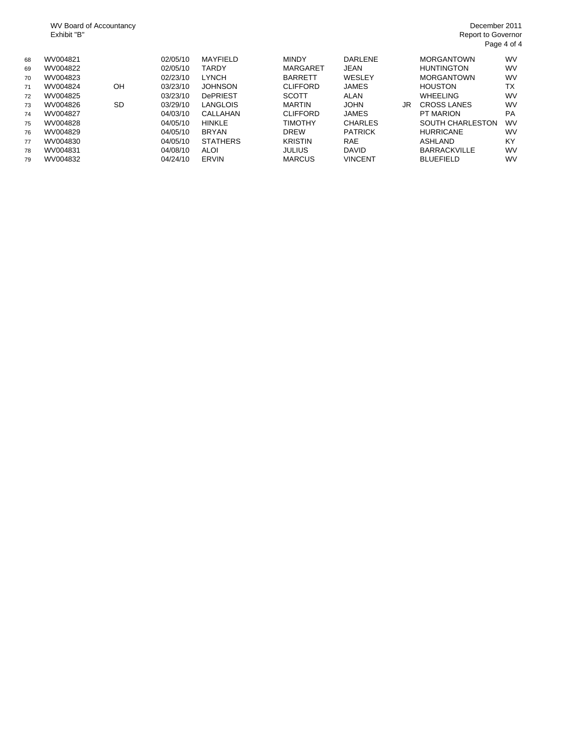WV Board of Accountancy
Exhibit "B"

December 2011
Report to Governor

| | | | | | | | | | | |
|---|---|---|---|---|---|---|---|---|---|---|
| 68 | WV004821 | | 02/05/10 | MAYFIELD | MINDY | DARLENE | | MORGANTOWN | WV |
| 69 | WV004822 | | 02/05/10 | TARDY | MARGARET | JEAN | | HUNTINGTON | WV |
| 70 | WV004823 | | 02/23/10 | LYNCH | BARRETT | WESLEY | | MORGANTOWN | WV |
| 71 | WV004824 | OH | 03/23/10 | JOHNSON | CLIFFORD | JAMES | | HOUSTON | TX |
| 72 | WV004825 | | 03/23/10 | DePRIEST | SCOTT | ALAN | | WHEELING | WV |
| 73 | WV004826 | SD | 03/29/10 | LANGLOIS | MARTIN | JOHN | JR | CROSS LANES | WV |
| 74 | WV004827 | | 04/03/10 | CALLAHAN | CLIFFORD | JAMES | | PT MARION | PA |
| 75 | WV004828 | | 04/05/10 | HINKLE | TIMOTHY | CHARLES | | SOUTH CHARLESTON | WV |
| 76 | WV004829 | | 04/05/10 | BRYAN | DREW | PATRICK | | HURRICANE | WV |
| 77 | WV004830 | | 04/05/10 | STATHERS | KRISTIN | RAE | | ASHLAND | KY |
| 78 | WV004831 | | 04/08/10 | ALOI | JULIUS | DAVID | | BARRACKVILLE | WV |
| 79 | WV004832 | | 04/24/10 | ERVIN | MARCUS | VINCENT | | BLUEFIELD | WV |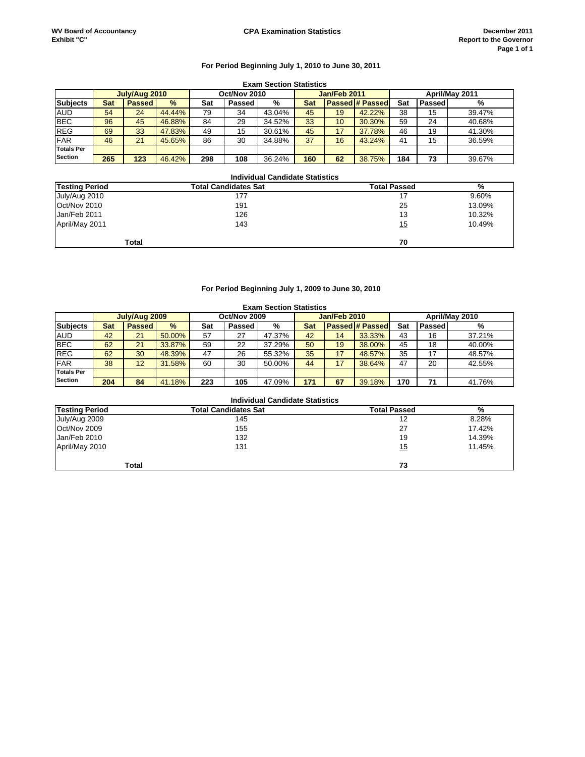WV Board of Accountancy
Exhibit "C"

**CPA Examination Statistics**

December 2011
Report to the Governor

### For Period Beginning July 1, 2010 to June 30, 2011

**Exam Section Statistics**

| | July/Aug 2010 | | | Oct/Nov 2010 | | | Jan/Feb 2011 | | | April/May 2011 | | |
|---|---|---|---|---|---|---|---|---|---|---|---|---|
| **Subjects** | **Sat** | **Passed** | **%** | **Sat** | **Passed** | **%** | **Sat** | **Passed** | **# Passed** | **Sat** | **Passed** | **%** |
| AUD | 54 | 24 | 44.44% | 79 | 34 | 43.04% | 45 | 19 | 42.22% | 38 | 15 | 39.47% |
| BEC | 96 | 45 | 46.88% | 84 | 29 | 34.52% | 33 | 10 | 30.30% | 59 | 24 | 40.68% |
| REG | 69 | 33 | 47.83% | 49 | 15 | 30.61% | 45 | 17 | 37.78% | 46 | 19 | 41.30% |
| FAR | 46 | 21 | 45.65% | 86 | 30 | 34.88% | 37 | 16 | 43.24% | 41 | 15 | 36.59% |
| **Totals Per Section** | **265** | **123** | 46.42% | **298** | **108** | 36.24% | **160** | **62** | 38.75% | **184** | **73** | 39.67% |

**Individual Candidate Statistics**

| Testing Period | Total Candidates Sat | Total Passed | % |
|---|---|---|---|
| July/Aug 2010 | 177 | 17 | 9.60% |
| Oct/Nov 2010 | 191 | 25 | 13.09% |
| Jan/Feb 2011 | 126 | 13 | 10.32% |
| April/May 2011 | 143 | 15 | 10.49% |
| **Total** | | **70** | |

### For Period Beginning July 1, 2009 to June 30, 2010

**Exam Section Statistics**

| | July/Aug 2009 | | | Oct/Nov 2009 | | | Jan/Feb 2010 | | | April/May 2010 | | |
|---|---|---|---|---|---|---|---|---|---|---|---|---|
| **Subjects** | **Sat** | **Passed** | **%** | **Sat** | **Passed** | **%** | **Sat** | **Passed** | **# Passed** | **Sat** | **Passed** | **%** |
| AUD | 42 | 21 | 50.00% | 57 | 27 | 47.37% | 42 | 14 | 33.33% | 43 | 16 | 37.21% |
| BEC | 62 | 21 | 33.87% | 59 | 22 | 37.29% | 50 | 19 | 38.00% | 45 | 18 | 40.00% |
| REG | 62 | 30 | 48.39% | 47 | 26 | 55.32% | 35 | 17 | 48.57% | 35 | 17 | 48.57% |
| FAR | 38 | 12 | 31.58% | 60 | 30 | 50.00% | 44 | 17 | 38.64% | 47 | 20 | 42.55% |
| **Totals Per Section** | **204** | **84** | 41.18% | **223** | **105** | 47.09% | **171** | **67** | 39.18% | **170** | **71** | 41.76% |

**Individual Candidate Statistics**

| Testing Period | Total Candidates Sat | Total Passed | % |
|---|---|---|---|
| July/Aug 2009 | 145 | 12 | 8.28% |
| Oct/Nov 2009 | 155 | 27 | 17.42% |
| Jan/Feb 2010 | 132 | 19 | 14.39% |
| April/May 2010 | 131 | 15 | 11.45% |
| **Total** | | **73** | |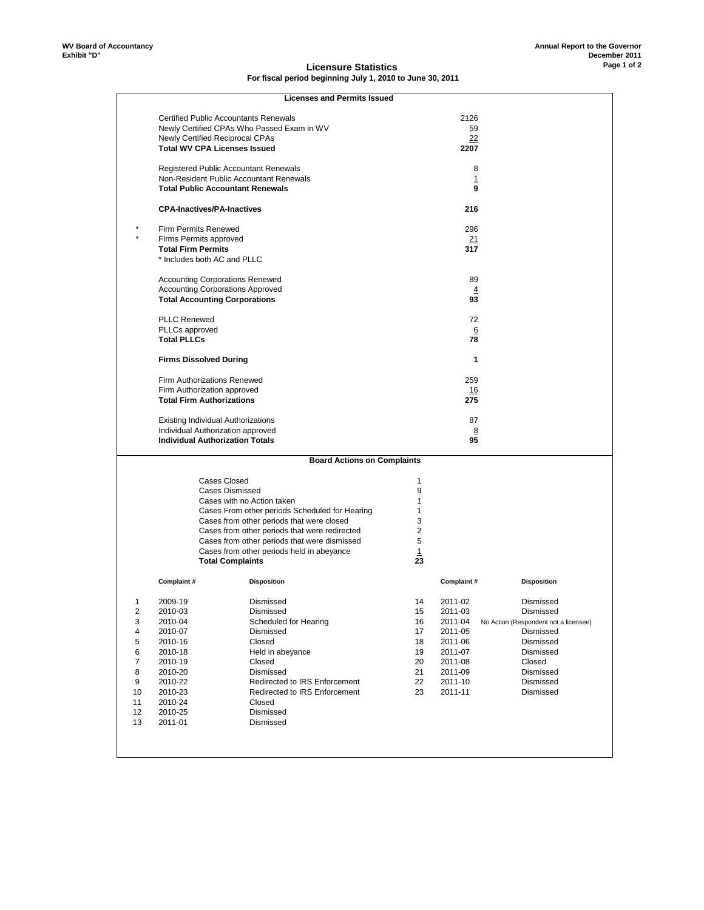WV Board of Accountancy
Exhibit "D"

Annual Report to the Governor
December 2011

## Licensure Statistics

**For fiscal period beginning July 1, 2010 to June 30, 2011**

### Licenses and Permits Issued

| | | |
|---|---|---|
| | Certified Public Accountants Renewals | 2126 |
| | Newly Certified CPAs Who Passed Exam in WV | 59 |
| | Newly Certified Reciprocal CPAs | 22 |
| | **Total WV CPA Licenses Issued** | **2207** |
| | Registered Public Accountant Renewals | 8 |
| | Non-Resident Public Accountant Renewals | 1 |
| | **Total Public Accountant Renewals** | **9** |
| | **CPA-Inactives/PA-Inactives** | **216** |
| * | Firm Permits Renewed | 296 |
| * | Firms Permits approved | 21 |
| | **Total Firm Permits** | **317** |
| | * Includes both AC and PLLC | |
| | Accounting Corporations Renewed | 89 |
| | Accounting Corporations Approved | 4 |
| | **Total Accounting Corporations** | **93** |
| | PLLC Renewed | 72 |
| | PLLCs approved | 6 |
| | **Total PLLCs** | **78** |
| | **Firms Dissolved During** | **1** |
| | Firm Authorizations Renewed | 259 |
| | Firm Authorization approved | 16 |
| | **Total Firm Authorizations** | **275** |
| | Existing Individual Authorizations | 87 |
| | Individual Authorization approved | 8 |
| | **Individual Authorization Totals** | **95** |

### Board Actions on Complaints

| | |
|---|---|
| Cases Closed | 1 |
| Cases Dismissed | 9 |
| Cases with no Action taken | 1 |
| Cases From other periods Scheduled for Hearing | 1 |
| Cases from other periods that were closed | 3 |
| Cases from other periods that were redirected | 2 |
| Cases from other periods that were dismissed | 5 |
| Cases from other periods held in abeyance | 1 |
| **Total Complaints** | **23** |

| | Complaint # | Disposition | | Complaint # | Disposition |
|---|---|---|---|---|---|
| 1 | 2009-19 | Dismissed | 14 | 2011-02 | Dismissed |
| 2 | 2010-03 | Dismissed | 15 | 2011-03 | Dismissed |
| 3 | 2010-04 | Scheduled for Hearing | 16 | 2011-04 | No Action (Respondent not a licensee) |
| 4 | 2010-07 | Dismissed | 17 | 2011-05 | Dismissed |
| 5 | 2010-16 | Closed | 18 | 2011-06 | Dismissed |
| 6 | 2010-18 | Held in abeyance | 19 | 2011-07 | Dismissed |
| 7 | 2010-19 | Closed | 20 | 2011-08 | Closed |
| 8 | 2010-20 | Dismissed | 21 | 2011-09 | Dismissed |
| 9 | 2010-22 | Redirected to IRS Enforcement | 22 | 2011-10 | Dismissed |
| 10 | 2010-23 | Redirected to IRS Enforcement | 23 | 2011-11 | Dismissed |
| 11 | 2010-24 | Closed | | | |
| 12 | 2010-25 | Dismissed | | | |
| 13 | 2011-01 | Dismissed | | | |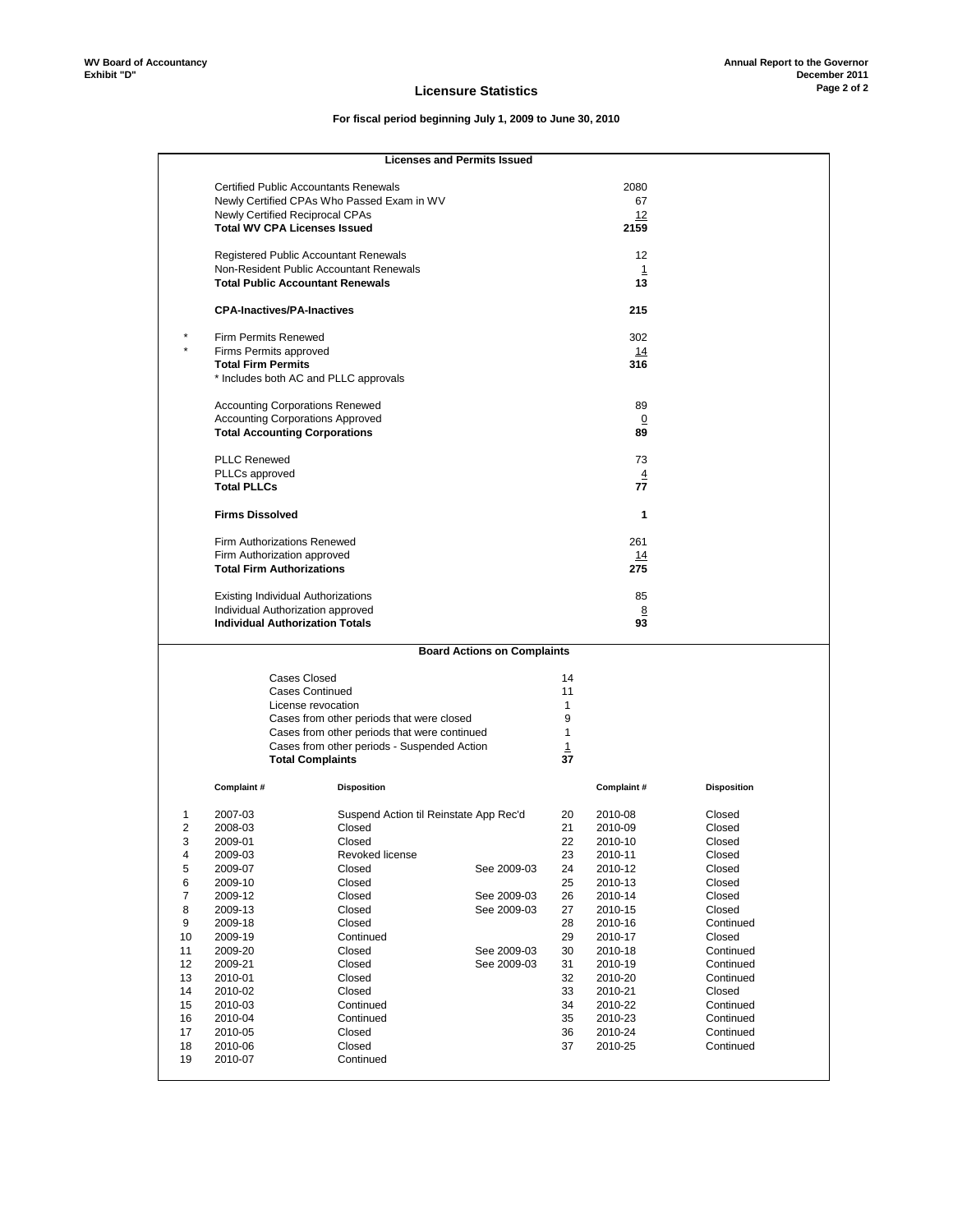WV Board of Accountancy
Exhibit "D"

Annual Report to the Governor
December 2011

## Licensure Statistics

**For fiscal period beginning July 1, 2009 to June 30, 2010**

### Licenses and Permits Issued

| | | |
|---|---|---|
| | Certified Public Accountants Renewals | 2080 |
| | Newly Certified CPAs Who Passed Exam in WV | 67 |
| | Newly Certified Reciprocal CPAs | 12 |
| | **Total WV CPA Licenses Issued** | **2159** |
| | | |
| | Registered Public Accountant Renewals | 12 |
| | Non-Resident Public Accountant Renewals | 1 |
| | **Total Public Accountant Renewals** | **13** |
| | | |
| | **CPA-Inactives/PA-Inactives** | **215** |
| | | |
| * | Firm Permits Renewed | 302 |
| * | Firms Permits approved | 14 |
| | **Total Firm Permits** | **316** |
| | * Includes both AC and PLLC approvals | |
| | | |
| | Accounting Corporations Renewed | 89 |
| | Accounting Corporations Approved | 0 |
| | **Total Accounting Corporations** | **89** |
| | | |
| | PLLC Renewed | 73 |
| | PLLCs approved | 4 |
| | **Total PLLCs** | **77** |
| | | |
| | **Firms Dissolved** | **1** |
| | | |
| | Firm Authorizations Renewed | 261 |
| | Firm Authorization approved | 14 |
| | **Total Firm Authorizations** | **275** |
| | | |
| | Existing Individual Authorizations | 85 |
| | Individual Authorization approved | 8 |
| | **Individual Authorization Totals** | **93** |

### Board Actions on Complaints

| | |
|---|---|
| Cases Closed | 14 |
| Cases Continued | 11 |
| License revocation | 1 |
| Cases from other periods that were closed | 9 |
| Cases from other periods that were continued | 1 |
| Cases from other periods - Suspended Action | 1 |
| **Total Complaints** | **37** |

| | Complaint # | Disposition | | | Complaint # | Disposition |
|---|---|---|---|---|---|---|
| 1 | 2007-03 | Suspend Action til Reinstate App Rec'd | | 20 | 2010-08 | Closed |
| 2 | 2008-03 | Closed | | 21 | 2010-09 | Closed |
| 3 | 2009-01 | Closed | | 22 | 2010-10 | Closed |
| 4 | 2009-03 | Revoked license | | 23 | 2010-11 | Closed |
| 5 | 2009-07 | Closed | See 2009-03 | 24 | 2010-12 | Closed |
| 6 | 2009-10 | Closed | | 25 | 2010-13 | Closed |
| 7 | 2009-12 | Closed | See 2009-03 | 26 | 2010-14 | Closed |
| 8 | 2009-13 | Closed | See 2009-03 | 27 | 2010-15 | Closed |
| 9 | 2009-18 | Closed | | 28 | 2010-16 | Continued |
| 10 | 2009-19 | Continued | | 29 | 2010-17 | Closed |
| 11 | 2009-20 | Closed | See 2009-03 | 30 | 2010-18 | Continued |
| 12 | 2009-21 | Closed | See 2009-03 | 31 | 2010-19 | Continued |
| 13 | 2010-01 | Closed | | 32 | 2010-20 | Continued |
| 14 | 2010-02 | Closed | | 33 | 2010-21 | Closed |
| 15 | 2010-03 | Continued | | 34 | 2010-22 | Continued |
| 16 | 2010-04 | Continued | | 35 | 2010-23 | Continued |
| 17 | 2010-05 | Closed | | 36 | 2010-24 | Continued |
| 18 | 2010-06 | Closed | | 37 | 2010-25 | Continued |
| 19 | 2010-07 | Continued | | | | |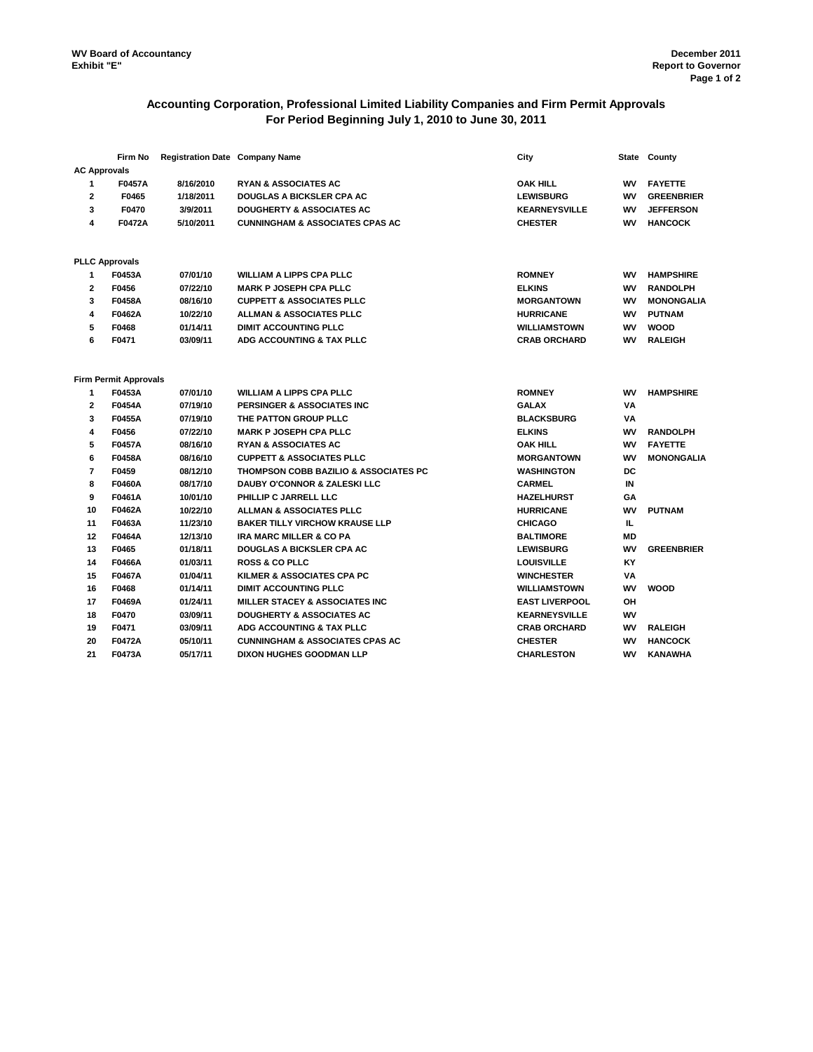WV Board of Accountancy
Exhibit "E"

December 2011
Report to Governor

## Accounting Corporation, Professional Limited Liability Companies and Firm Permit Approvals
## For Period Beginning July 1, 2010 to June 30, 2011

| | Firm No | Registration Date | Company Name | City | State | County |
|---|---|---|---|---|---|---|
| **AC Approvals** | | | | | | |
| 1 | F0457A | 8/16/2010 | RYAN & ASSOCIATES AC | OAK HILL | WV | FAYETTE |
| 2 | F0465 | 1/18/2011 | DOUGLAS A BICKSLER CPA AC | LEWISBURG | WV | GREENBRIER |
| 3 | F0470 | 3/9/2011 | DOUGHERTY & ASSOCIATES AC | KEARNEYSVILLE | WV | JEFFERSON |
| 4 | F0472A | 5/10/2011 | CUNNINGHAM & ASSOCIATES CPAS AC | CHESTER | WV | HANCOCK |
| **PLLC Approvals** | | | | | | |
| 1 | F0453A | 07/01/10 | WILLIAM A LIPPS CPA PLLC | ROMNEY | WV | HAMPSHIRE |
| 2 | F0456 | 07/22/10 | MARK P JOSEPH CPA PLLC | ELKINS | WV | RANDOLPH |
| 3 | F0458A | 08/16/10 | CUPPETT & ASSOCIATES PLLC | MORGANTOWN | WV | MONONGALIA |
| 4 | F0462A | 10/22/10 | ALLMAN & ASSOCIATES PLLC | HURRICANE | WV | PUTNAM |
| 5 | F0468 | 01/14/11 | DIMIT ACCOUNTING PLLC | WILLIAMSTOWN | WV | WOOD |
| 6 | F0471 | 03/09/11 | ADG ACCOUNTING & TAX PLLC | CRAB ORCHARD | WV | RALEIGH |
| **Firm Permit Approvals** | | | | | | |
| 1 | F0453A | 07/01/10 | WILLIAM A LIPPS CPA PLLC | ROMNEY | WV | HAMPSHIRE |
| 2 | F0454A | 07/19/10 | PERSINGER & ASSOCIATES INC | GALAX | VA | |
| 3 | F0455A | 07/19/10 | THE PATTON GROUP PLLC | BLACKSBURG | VA | |
| 4 | F0456 | 07/22/10 | MARK P JOSEPH CPA PLLC | ELKINS | WV | RANDOLPH |
| 5 | F0457A | 08/16/10 | RYAN & ASSOCIATES AC | OAK HILL | WV | FAYETTE |
| 6 | F0458A | 08/16/10 | CUPPETT & ASSOCIATES PLLC | MORGANTOWN | WV | MONONGALIA |
| 7 | F0459 | 08/12/10 | THOMPSON COBB BAZILIO & ASSOCIATES PC | WASHINGTON | DC | |
| 8 | F0460A | 08/17/10 | DAUBY O'CONNOR & ZALESKI LLC | CARMEL | IN | |
| 9 | F0461A | 10/01/10 | PHILLIP C JARRELL LLC | HAZELHURST | GA | |
| 10 | F0462A | 10/22/10 | ALLMAN & ASSOCIATES PLLC | HURRICANE | WV | PUTNAM |
| 11 | F0463A | 11/23/10 | BAKER TILLY VIRCHOW KRAUSE LLP | CHICAGO | IL | |
| 12 | F0464A | 12/13/10 | IRA MARC MILLER & CO PA | BALTIMORE | MD | |
| 13 | F0465 | 01/18/11 | DOUGLAS A BICKSLER CPA AC | LEWISBURG | WV | GREENBRIER |
| 14 | F0466A | 01/03/11 | ROSS & CO PLLC | LOUISVILLE | KY | |
| 15 | F0467A | 01/04/11 | KILMER & ASSOCIATES CPA PC | WINCHESTER | VA | |
| 16 | F0468 | 01/14/11 | DIMIT ACCOUNTING PLLC | WILLIAMSTOWN | WV | WOOD |
| 17 | F0469A | 01/24/11 | MILLER STACEY & ASSOCIATES INC | EAST LIVERPOOL | OH | |
| 18 | F0470 | 03/09/11 | DOUGHERTY & ASSOCIATES AC | KEARNEYSVILLE | WV | |
| 19 | F0471 | 03/09/11 | ADG ACCOUNTING & TAX PLLC | CRAB ORCHARD | WV | RALEIGH |
| 20 | F0472A | 05/10/11 | CUNNINGHAM & ASSOCIATES CPAS AC | CHESTER | WV | HANCOCK |
| 21 | F0473A | 05/17/11 | DIXON HUGHES GOODMAN LLP | CHARLESTON | WV | KANAWHA |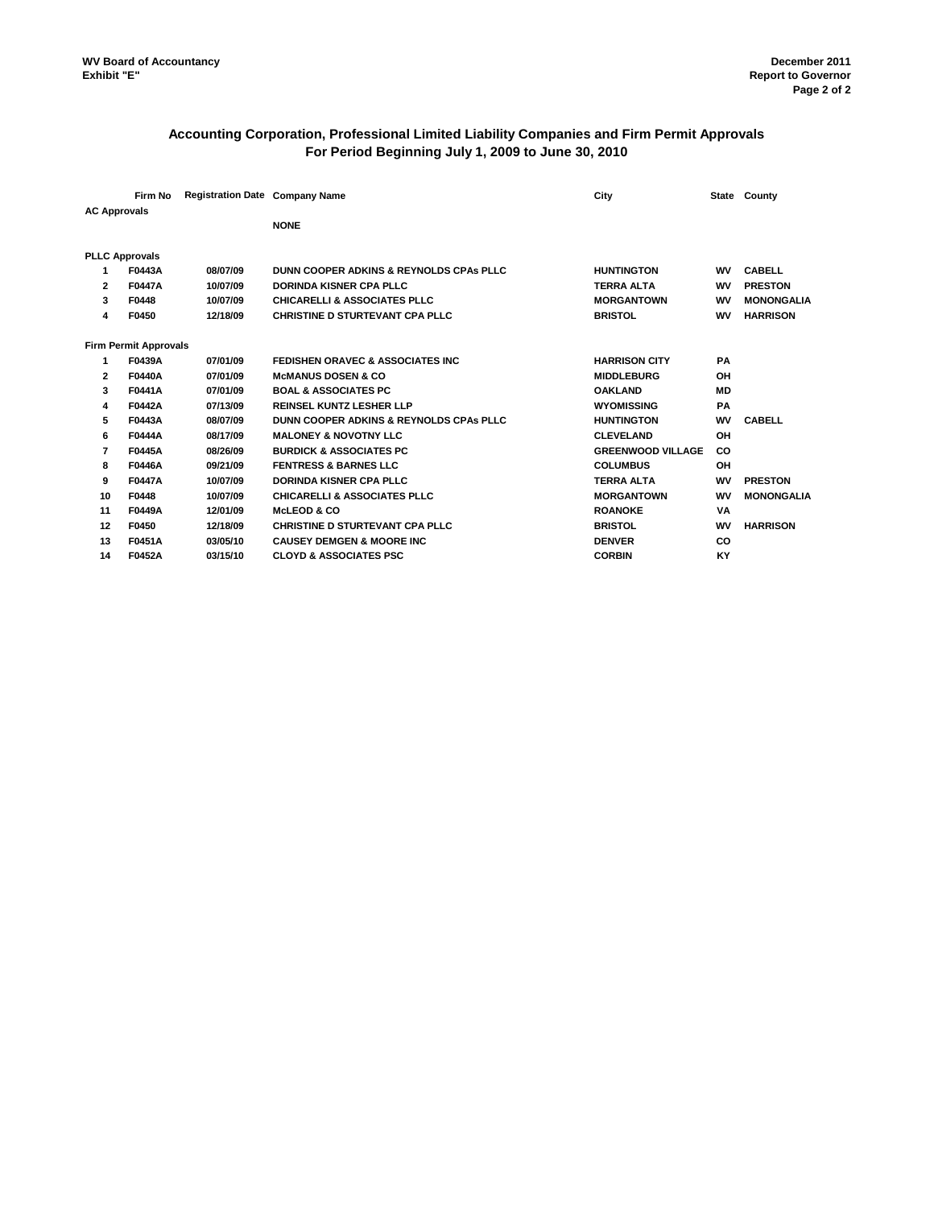WV Board of Accountancy
Exhibit "E"

December 2011
Report to Governor

## Accounting Corporation, Professional Limited Liability Companies and Firm Permit Approvals
## For Period Beginning July 1, 2009 to June 30, 2010

| | Firm No | Registration Date | Company Name | City | State | County |
|---|---|---|---|---|---|---|
| **AC Approvals** | | | | | | |
| | | | NONE | | | |
| **PLLC Approvals** | | | | | | |
| 1 | F0443A | 08/07/09 | DUNN COOPER ADKINS & REYNOLDS CPAs PLLC | HUNTINGTON | WV | CABELL |
| 2 | F0447A | 10/07/09 | DORINDA KISNER CPA PLLC | TERRA ALTA | WV | PRESTON |
| 3 | F0448 | 10/07/09 | CHICARELLI & ASSOCIATES PLLC | MORGANTOWN | WV | MONONGALIA |
| 4 | F0450 | 12/18/09 | CHRISTINE D STURTEVANT CPA PLLC | BRISTOL | WV | HARRISON |
| **Firm Permit Approvals** | | | | | | |
| 1 | F0439A | 07/01/09 | FEDISHEN ORAVEC & ASSOCIATES INC | HARRISON CITY | PA | |
| 2 | F0440A | 07/01/09 | McMANUS DOSEN & CO | MIDDLEBURG | OH | |
| 3 | F0441A | 07/01/09 | BOAL & ASSOCIATES PC | OAKLAND | MD | |
| 4 | F0442A | 07/13/09 | REINSEL KUNTZ LESHER LLP | WYOMISSING | PA | |
| 5 | F0443A | 08/07/09 | DUNN COOPER ADKINS & REYNOLDS CPAs PLLC | HUNTINGTON | WV | CABELL |
| 6 | F0444A | 08/17/09 | MALONEY & NOVOTNY LLC | CLEVELAND | OH | |
| 7 | F0445A | 08/26/09 | BURDICK & ASSOCIATES PC | GREENWOOD VILLAGE | CO | |
| 8 | F0446A | 09/21/09 | FENTRESS & BARNES LLC | COLUMBUS | OH | |
| 9 | F0447A | 10/07/09 | DORINDA KISNER CPA PLLC | TERRA ALTA | WV | PRESTON |
| 10 | F0448 | 10/07/09 | CHICARELLI & ASSOCIATES PLLC | MORGANTOWN | WV | MONONGALIA |
| 11 | F0449A | 12/01/09 | McLEOD & CO | ROANOKE | VA | |
| 12 | F0450 | 12/18/09 | CHRISTINE D STURTEVANT CPA PLLC | BRISTOL | WV | HARRISON |
| 13 | F0451A | 03/05/10 | CAUSEY DEMGEN & MOORE INC | DENVER | CO | |
| 14 | F0452A | 03/15/10 | CLOYD & ASSOCIATES PSC | CORBIN | KY | |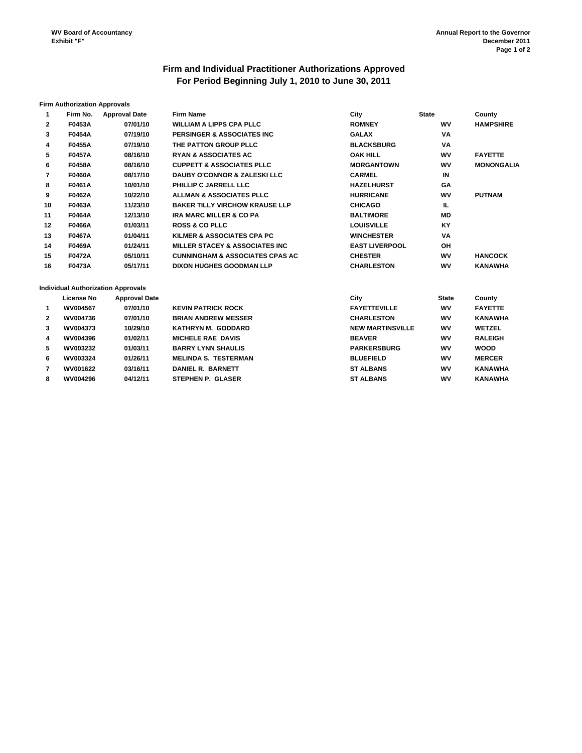WV Board of Accountancy
Exhibit "F"

Annual Report to the Governor
December 2011

# Firm and Individual Practitioner Authorizations Approved
## For Period Beginning July 1, 2010 to June 30, 2011

**Firm Authorization Approvals**

| 1 | Firm No. | Approval Date | Firm Name | City | State | County |
|---|---|---|---|---|---|---|
| 2 | F0453A | 07/01/10 | WILLIAM A LIPPS CPA PLLC | ROMNEY | WV | HAMPSHIRE |
| 3 | F0454A | 07/19/10 | PERSINGER & ASSOCIATES INC | GALAX | VA | |
| 4 | F0455A | 07/19/10 | THE PATTON GROUP PLLC | BLACKSBURG | VA | |
| 5 | F0457A | 08/16/10 | RYAN & ASSOCIATES AC | OAK HILL | WV | FAYETTE |
| 6 | F0458A | 08/16/10 | CUPPETT & ASSOCIATES PLLC | MORGANTOWN | WV | MONONGALIA |
| 7 | F0460A | 08/17/10 | DAUBY O'CONNOR & ZALESKI LLC | CARMEL | IN | |
| 8 | F0461A | 10/01/10 | PHILLIP C JARRELL LLC | HAZELHURST | GA | |
| 9 | F0462A | 10/22/10 | ALLMAN & ASSOCIATES PLLC | HURRICANE | WV | PUTNAM |
| 10 | F0463A | 11/23/10 | BAKER TILLY VIRCHOW KRAUSE LLP | CHICAGO | IL | |
| 11 | F0464A | 12/13/10 | IRA MARC MILLER & CO PA | BALTIMORE | MD | |
| 12 | F0466A | 01/03/11 | ROSS & CO PLLC | LOUISVILLE | KY | |
| 13 | F0467A | 01/04/11 | KILMER & ASSOCIATES CPA PC | WINCHESTER | VA | |
| 14 | F0469A | 01/24/11 | MILLER STACEY & ASSOCIATES INC | EAST LIVERPOOL | OH | |
| 15 | F0472A | 05/10/11 | CUNNINGHAM & ASSOCIATES CPAS AC | CHESTER | WV | HANCOCK |
| 16 | F0473A | 05/17/11 | DIXON HUGHES GOODMAN LLP | CHARLESTON | WV | KANAWHA |

**Individual Authorization Approvals**

| | License No | Approval Date | | City | State | County |
|---|---|---|---|---|---|---|
| 1 | WV004567 | 07/01/10 | KEVIN PATRICK ROCK | FAYETTEVILLE | WV | FAYETTE |
| 2 | WV004736 | 07/01/10 | BRIAN ANDREW MESSER | CHARLESTON | WV | KANAWHA |
| 3 | WV004373 | 10/29/10 | KATHRYN M. GODDARD | NEW MARTINSVILLE | WV | WETZEL |
| 4 | WV004396 | 01/02/11 | MICHELE RAE DAVIS | BEAVER | WV | RALEIGH |
| 5 | WV003232 | 01/03/11 | BARRY LYNN SHAULIS | PARKERSBURG | WV | WOOD |
| 6 | WV003324 | 01/26/11 | MELINDA S. TESTERMAN | BLUEFIELD | WV | MERCER |
| 7 | WV001622 | 03/16/11 | DANIEL R. BARNETT | ST ALBANS | WV | KANAWHA |
| 8 | WV004296 | 04/12/11 | STEPHEN P. GLASER | ST ALBANS | WV | KANAWHA |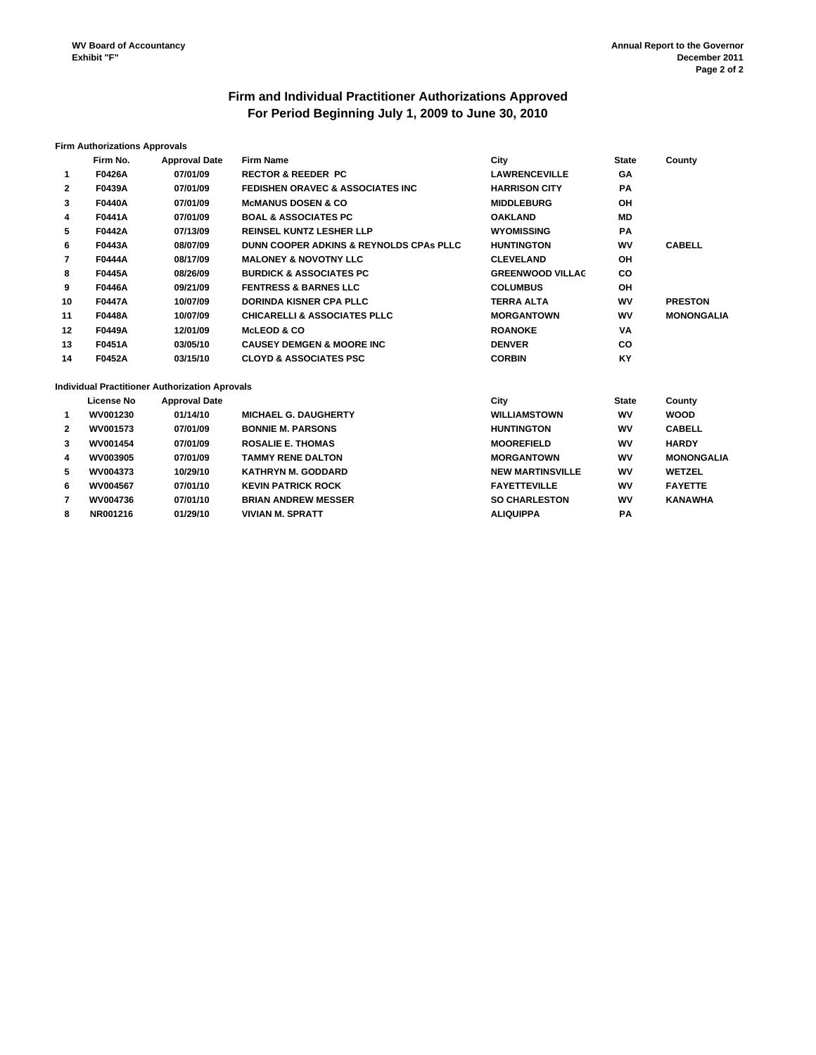WV Board of Accountancy
Exhibit "F"

Annual Report to the Governor
December 2011

# Firm and Individual Practitioner Authorizations Approved
# For Period Beginning July 1, 2009 to June 30, 2010

**Firm Authorizations Approvals**

| | Firm No. | Approval Date | Firm Name | City | State | County |
|---|---|---|---|---|---|---|
| 1 | F0426A | 07/01/09 | RECTOR & REEDER PC | LAWRENCEVILLE | GA | |
| 2 | F0439A | 07/01/09 | FEDISHEN ORAVEC & ASSOCIATES INC | HARRISON CITY | PA | |
| 3 | F0440A | 07/01/09 | McMANUS DOSEN & CO | MIDDLEBURG | OH | |
| 4 | F0441A | 07/01/09 | BOAL & ASSOCIATES PC | OAKLAND | MD | |
| 5 | F0442A | 07/13/09 | REINSEL KUNTZ LESHER LLP | WYOMISSING | PA | |
| 6 | F0443A | 08/07/09 | DUNN COOPER ADKINS & REYNOLDS CPAs PLLC | HUNTINGTON | WV | CABELL |
| 7 | F0444A | 08/17/09 | MALONEY & NOVOTNY LLC | CLEVELAND | OH | |
| 8 | F0445A | 08/26/09 | BURDICK & ASSOCIATES PC | GREENWOOD VILLAG | CO | |
| 9 | F0446A | 09/21/09 | FENTRESS & BARNES LLC | COLUMBUS | OH | |
| 10 | F0447A | 10/07/09 | DORINDA KISNER CPA PLLC | TERRA ALTA | WV | PRESTON |
| 11 | F0448A | 10/07/09 | CHICARELLI & ASSOCIATES PLLC | MORGANTOWN | WV | MONONGALIA |
| 12 | F0449A | 12/01/09 | McLEOD & CO | ROANOKE | VA | |
| 13 | F0451A | 03/05/10 | CAUSEY DEMGEN & MOORE INC | DENVER | CO | |
| 14 | F0452A | 03/15/10 | CLOYD & ASSOCIATES PSC | CORBIN | KY | |

**Individual Practitioner Authorization Aprovals**

| | License No | Approval Date | | City | State | County |
|---|---|---|---|---|---|---|
| 1 | WV001230 | 01/14/10 | MICHAEL G. DAUGHERTY | WILLIAMSTOWN | WV | WOOD |
| 2 | WV001573 | 07/01/09 | BONNIE M. PARSONS | HUNTINGTON | WV | CABELL |
| 3 | WV001454 | 07/01/09 | ROSALIE E. THOMAS | MOOREFIELD | WV | HARDY |
| 4 | WV003905 | 07/01/09 | TAMMY RENE DALTON | MORGANTOWN | WV | MONONGALIA |
| 5 | WV004373 | 10/29/10 | KATHRYN M. GODDARD | NEW MARTINSVILLE | WV | WETZEL |
| 6 | WV004567 | 07/01/10 | KEVIN PATRICK ROCK | FAYETTEVILLE | WV | FAYETTE |
| 7 | WV004736 | 07/01/10 | BRIAN ANDREW MESSER | SO CHARLESTON | WV | KANAWHA |
| 8 | NR001216 | 01/29/10 | VIVIAN M. SPRATT | ALIQUIPPA | PA | |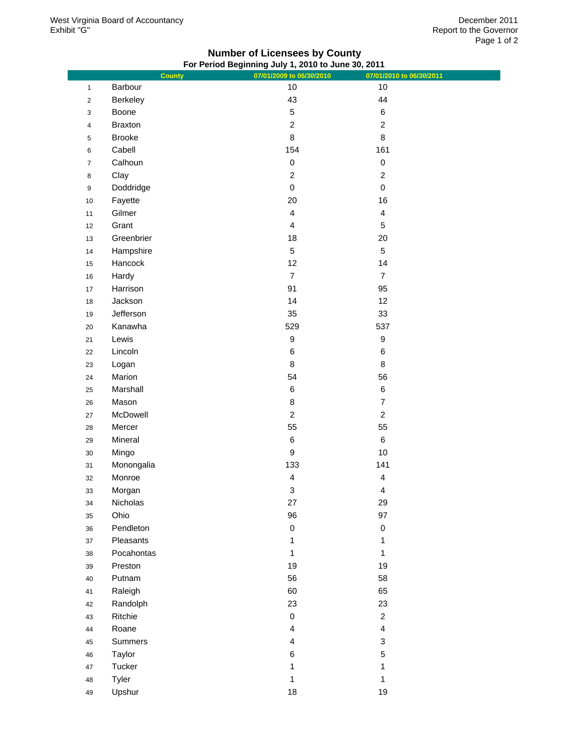West Virginia Board of Accountancy
Exhibit "G"

December 2011
Report to the Governor

## Number of Licensees by County

### For Period Beginning July 1, 2010 to June 30, 2011

| | County | 07/01/2009 to 06/30/2010 | 07/01/2010 to 06/30/2011 |
|---|---|---|---|
| 1 | Barbour | 10 | 10 |
| 2 | Berkeley | 43 | 44 |
| 3 | Boone | 5 | 6 |
| 4 | Braxton | 2 | 2 |
| 5 | Brooke | 8 | 8 |
| 6 | Cabell | 154 | 161 |
| 7 | Calhoun | 0 | 0 |
| 8 | Clay | 2 | 2 |
| 9 | Doddridge | 0 | 0 |
| 10 | Fayette | 20 | 16 |
| 11 | Gilmer | 4 | 4 |
| 12 | Grant | 4 | 5 |
| 13 | Greenbrier | 18 | 20 |
| 14 | Hampshire | 5 | 5 |
| 15 | Hancock | 12 | 14 |
| 16 | Hardy | 7 | 7 |
| 17 | Harrison | 91 | 95 |
| 18 | Jackson | 14 | 12 |
| 19 | Jefferson | 35 | 33 |
| 20 | Kanawha | 529 | 537 |
| 21 | Lewis | 9 | 9 |
| 22 | Lincoln | 6 | 6 |
| 23 | Logan | 8 | 8 |
| 24 | Marion | 54 | 56 |
| 25 | Marshall | 6 | 6 |
| 26 | Mason | 8 | 7 |
| 27 | McDowell | 2 | 2 |
| 28 | Mercer | 55 | 55 |
| 29 | Mineral | 6 | 6 |
| 30 | Mingo | 9 | 10 |
| 31 | Monongalia | 133 | 141 |
| 32 | Monroe | 4 | 4 |
| 33 | Morgan | 3 | 4 |
| 34 | Nicholas | 27 | 29 |
| 35 | Ohio | 96 | 97 |
| 36 | Pendleton | 0 | 0 |
| 37 | Pleasants | 1 | 1 |
| 38 | Pocahontas | 1 | 1 |
| 39 | Preston | 19 | 19 |
| 40 | Putnam | 56 | 58 |
| 41 | Raleigh | 60 | 65 |
| 42 | Randolph | 23 | 23 |
| 43 | Ritchie | 0 | 2 |
| 44 | Roane | 4 | 4 |
| 45 | Summers | 4 | 3 |
| 46 | Taylor | 6 | 5 |
| 47 | Tucker | 1 | 1 |
| 48 | Tyler | 1 | 1 |
| 49 | Upshur | 18 | 19 |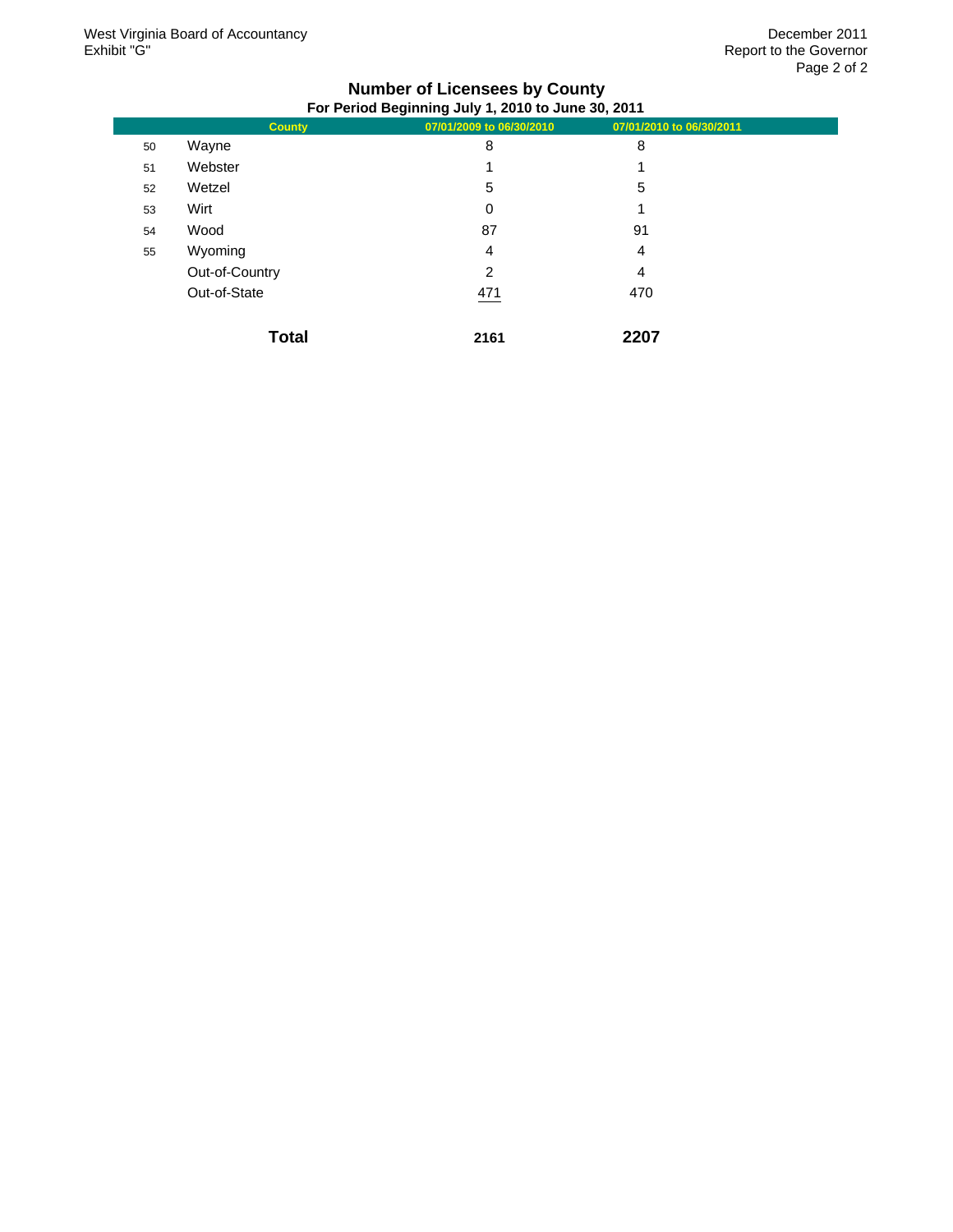## Number of Licensees by County

**For Period Beginning July 1, 2010 to June 30, 2011**

| | County | 07/01/2009 to 06/30/2010 | 07/01/2010 to 06/30/2011 |
|---|---|---|---|
| 50 | Wayne | 8 | 8 |
| 51 | Webster | 1 | 1 |
| 52 | Wetzel | 5 | 5 |
| 53 | Wirt | 0 | 1 |
| 54 | Wood | 87 | 91 |
| 55 | Wyoming | 4 | 4 |
| | Out-of-Country | 2 | 4 |
| | Out-of-State | 471 | 470 |
| | **Total** | **2161** | **2207** |